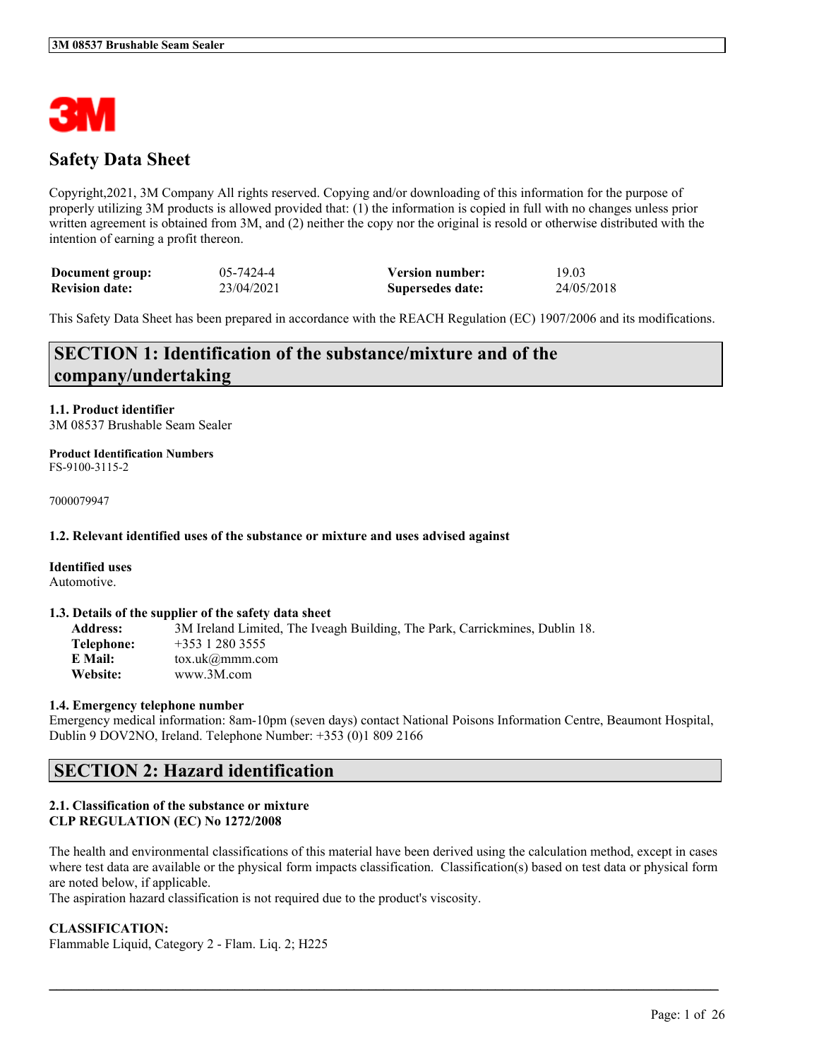# Safety Data Sheet

Copyright,2021, 3M Company All rights reserved. Copying and/or downloading of this information for the purpose of properly utilizing 3M products is allowed provided that: (1) the information is copied in full with no changes unless prior written agreement is obtained from 3M, and (2) neither the copy nor the original is resold or otherwise distributed with the intention of earning a profit thereon.

| | | | |
|---|---|---|---|
| **Document group:** | 05-7424-4 | **Version number:** | 19.03 |
| **Revision date:** | 23/04/2021 | **Supersedes date:** | 24/05/2018 |

This Safety Data Sheet has been prepared in accordance with the REACH Regulation (EC) 1907/2006 and its modifications.

## SECTION 1: Identification of the substance/mixture and of the company/undertaking

**1.1. Product identifier**
3M 08537 Brushable Seam Sealer

**Product Identification Numbers**
FS-9100-3115-2

7000079947

**1.2. Relevant identified uses of the substance or mixture and uses advised against**

**Identified uses**
Automotive.

**1.3. Details of the supplier of the safety data sheet**

| | |
|---|---|
| **Address:** | 3M Ireland Limited, The Iveagh Building, The Park, Carrickmines, Dublin 18. |
| **Telephone:** | +353 1 280 3555 |
| **E Mail:** | tox.uk@mmm.com |
| **Website:** | www.3M.com |

**1.4. Emergency telephone number**
Emergency medical information: 8am-10pm (seven days) contact National Poisons Information Centre, Beaumont Hospital, Dublin 9 DOV2NO, Ireland. Telephone Number: +353 (0)1 809 2166

## SECTION 2: Hazard identification

**2.1. Classification of the substance or mixture**
**CLP REGULATION (EC) No 1272/2008**

The health and environmental classifications of this material have been derived using the calculation method, except in cases where test data are available or the physical form impacts classification. Classification(s) based on test data or physical form are noted below, if applicable.
The aspiration hazard classification is not required due to the product's viscosity.

**CLASSIFICATION:**
Flammable Liquid, Category 2 - Flam. Liq. 2; H225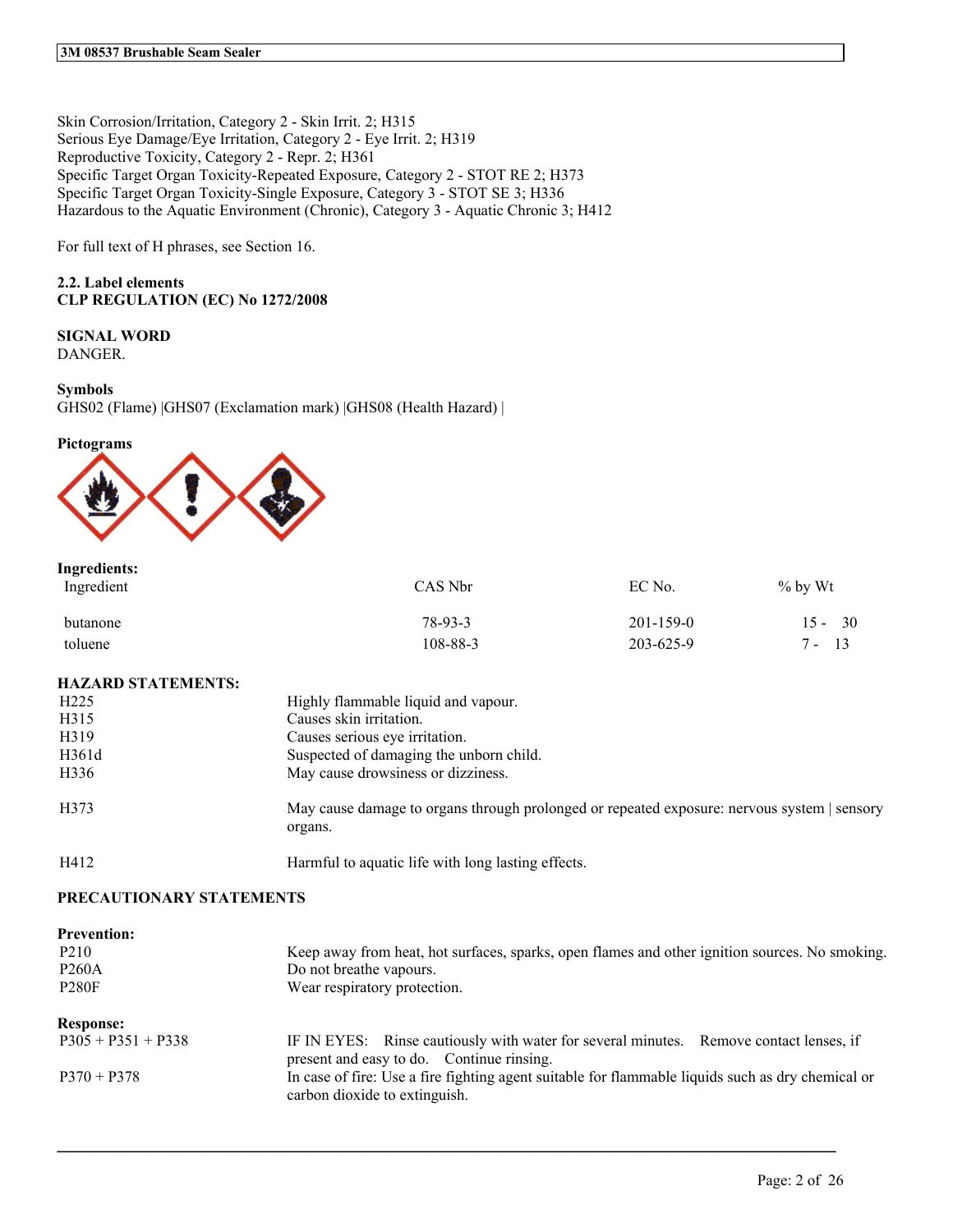Skin Corrosion/Irritation, Category 2 - Skin Irrit. 2; H315
Serious Eye Damage/Eye Irritation, Category 2 - Eye Irrit. 2; H319
Reproductive Toxicity, Category 2 - Repr. 2; H361
Specific Target Organ Toxicity-Repeated Exposure, Category 2 - STOT RE 2; H373
Specific Target Organ Toxicity-Single Exposure, Category 3 - STOT SE 3; H336
Hazardous to the Aquatic Environment (Chronic), Category 3 - Aquatic Chronic 3; H412

For full text of H phrases, see Section 16.

**2.2. Label elements**
**CLP REGULATION (EC) No 1272/2008**

**SIGNAL WORD**
DANGER.

**Symbols**
GHS02 (Flame) |GHS07 (Exclamation mark) |GHS08 (Health Hazard) |

**Pictograms**

**Ingredients:**

| Ingredient | CAS Nbr | EC No. | % by Wt |
|---|---|---|---|
| butanone | 78-93-3 | 201-159-0 | 15 - 30 |
| toluene | 108-88-3 | 203-625-9 | 7 - 13 |

**HAZARD STATEMENTS:**

| | |
|---|---|
| H225 | Highly flammable liquid and vapour. |
| H315 | Causes skin irritation. |
| H319 | Causes serious eye irritation. |
| H361d | Suspected of damaging the unborn child. |
| H336 | May cause drowsiness or dizziness. |
| H373 | May cause damage to organs through prolonged or repeated exposure: nervous system \| sensory organs. |
| H412 | Harmful to aquatic life with long lasting effects. |

**PRECAUTIONARY STATEMENTS**

**Prevention:**

| | |
|---|---|
| P210 | Keep away from heat, hot surfaces, sparks, open flames and other ignition sources. No smoking. |
| P260A | Do not breathe vapours. |
| P280F | Wear respiratory protection. |

**Response:**

| | |
|---|---|
| P305 + P351 + P338 | IF IN EYES: Rinse cautiously with water for several minutes. Remove contact lenses, if present and easy to do. Continue rinsing. |
| P370 + P378 | In case of fire: Use a fire fighting agent suitable for flammable liquids such as dry chemical or carbon dioxide to extinguish. |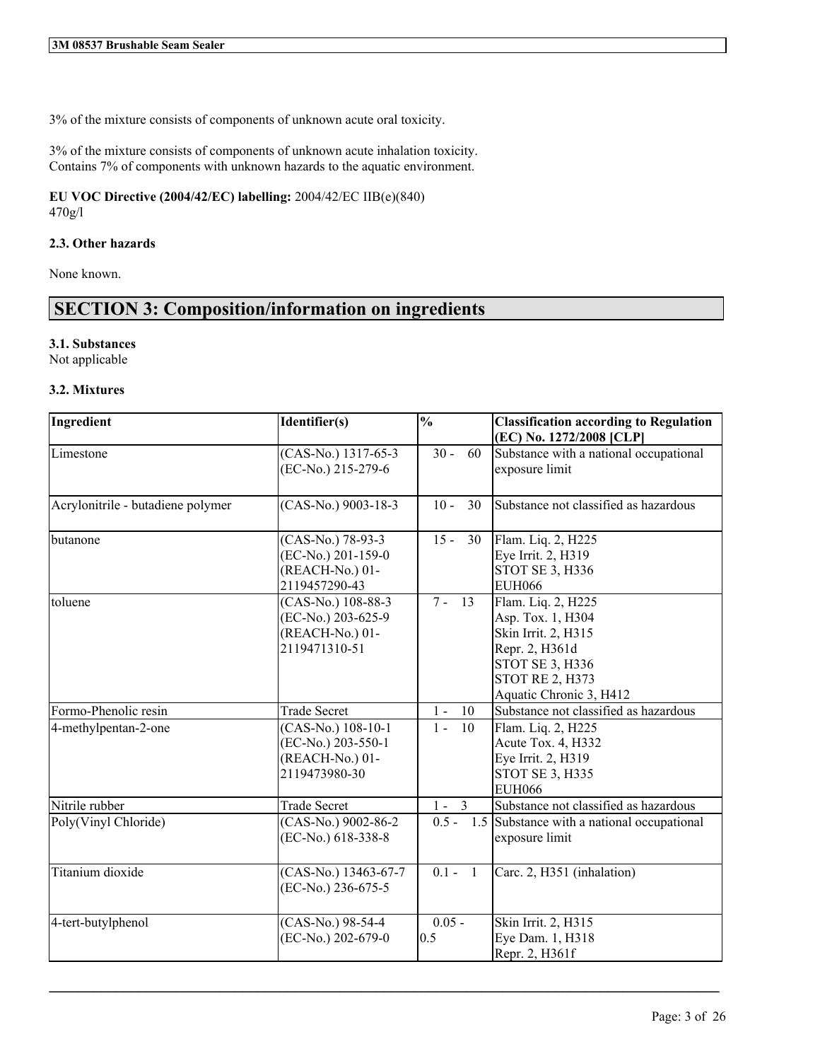3% of the mixture consists of components of unknown acute oral toxicity.

3% of the mixture consists of components of unknown acute inhalation toxicity.
Contains 7% of components with unknown hazards to the aquatic environment.

**EU VOC Directive (2004/42/EC) labelling:** 2004/42/EC IIB(e)(840)
470g/l

### 2.3. Other hazards

None known.

## SECTION 3: Composition/information on ingredients

### 3.1. Substances

Not applicable

### 3.2. Mixtures

| Ingredient | Identifier(s) | % | Classification according to Regulation (EC) No. 1272/2008 [CLP] |
|---|---|---|---|
| Limestone | (CAS-No.) 1317-65-3<br>(EC-No.) 215-279-6 | 30 - 60 | Substance with a national occupational exposure limit |
| Acrylonitrile - butadiene polymer | (CAS-No.) 9003-18-3 | 10 - 30 | Substance not classified as hazardous |
| butanone | (CAS-No.) 78-93-3<br>(EC-No.) 201-159-0<br>(REACH-No.) 01-2119457290-43 | 15 - 30 | Flam. Liq. 2, H225<br>Eye Irrit. 2, H319<br>STOT SE 3, H336<br>EUH066 |
| toluene | (CAS-No.) 108-88-3<br>(EC-No.) 203-625-9<br>(REACH-No.) 01-2119471310-51 | 7 - 13 | Flam. Liq. 2, H225<br>Asp. Tox. 1, H304<br>Skin Irrit. 2, H315<br>Repr. 2, H361d<br>STOT SE 3, H336<br>STOT RE 2, H373<br>Aquatic Chronic 3, H412 |
| Formo-Phenolic resin | Trade Secret | 1 - 10 | Substance not classified as hazardous |
| 4-methylpentan-2-one | (CAS-No.) 108-10-1<br>(EC-No.) 203-550-1<br>(REACH-No.) 01-2119473980-30 | 1 - 10 | Flam. Liq. 2, H225<br>Acute Tox. 4, H332<br>Eye Irrit. 2, H319<br>STOT SE 3, H335<br>EUH066 |
| Nitrile rubber | Trade Secret | 1 - 3 | Substance not classified as hazardous |
| Poly(Vinyl Chloride) | (CAS-No.) 9002-86-2<br>(EC-No.) 618-338-8 | 0.5 - 1.5 | Substance with a national occupational exposure limit |
| Titanium dioxide | (CAS-No.) 13463-67-7<br>(EC-No.) 236-675-5 | 0.1 - 1 | Carc. 2, H351 (inhalation) |
| 4-tert-butylphenol | (CAS-No.) 98-54-4<br>(EC-No.) 202-679-0 | 0.05 - 0.5 | Skin Irrit. 2, H315<br>Eye Dam. 1, H318<br>Repr. 2, H361f |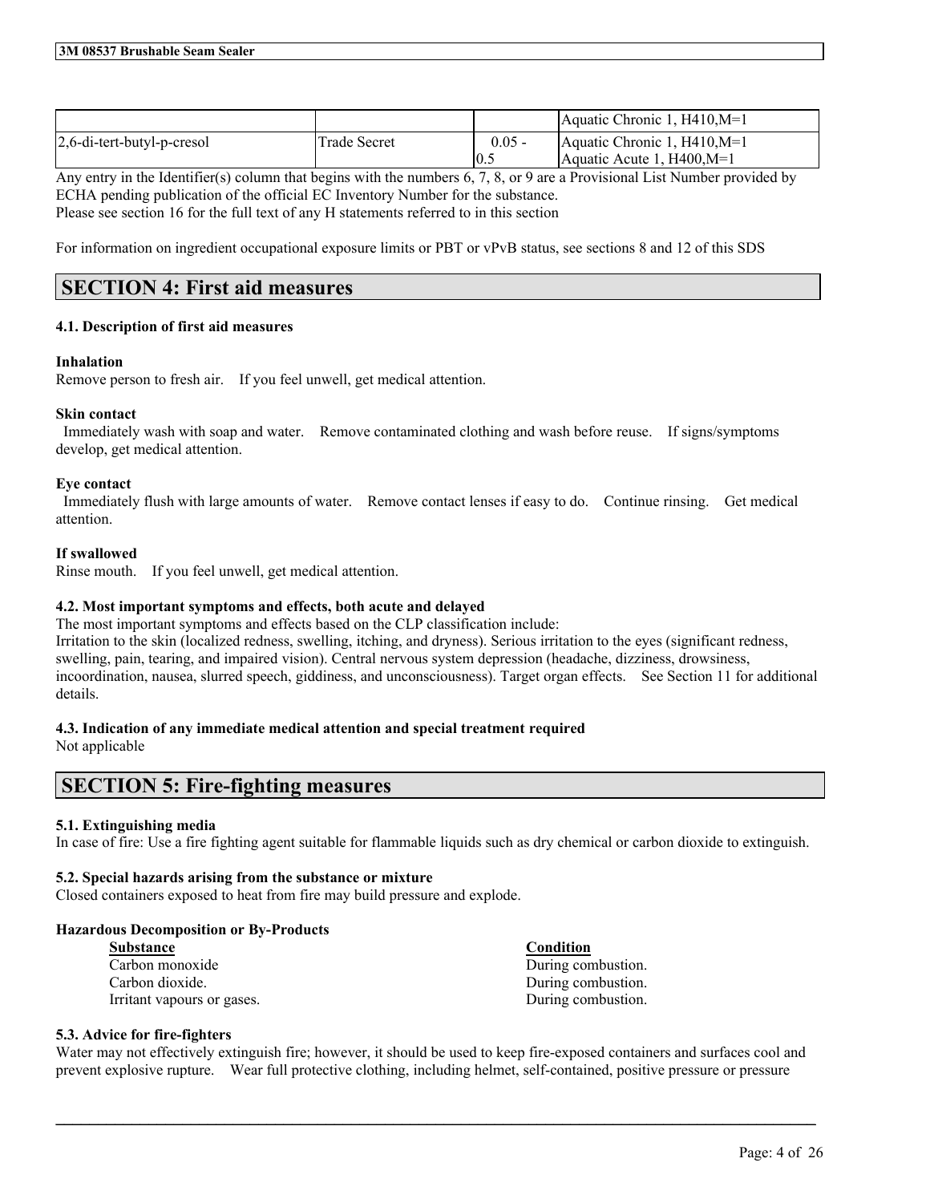|  |  |  | Aquatic Chronic 1, H410,M=1 |
| --- | --- | --- | --- |
| 2,6-di-tert-butyl-p-cresol | Trade Secret | 0.05 - 0.5 | Aquatic Chronic 1, H410,M=1<br>Aquatic Acute 1, H400,M=1 |

Any entry in the Identifier(s) column that begins with the numbers 6, 7, 8, or 9 are a Provisional List Number provided by ECHA pending publication of the official EC Inventory Number for the substance.
Please see section 16 for the full text of any H statements referred to in this section

For information on ingredient occupational exposure limits or PBT or vPvB status, see sections 8 and 12 of this SDS

## SECTION 4: First aid measures

### 4.1. Description of first aid measures

**Inhalation**
Remove person to fresh air. If you feel unwell, get medical attention.

**Skin contact**
Immediately wash with soap and water. Remove contaminated clothing and wash before reuse. If signs/symptoms develop, get medical attention.

**Eye contact**
Immediately flush with large amounts of water. Remove contact lenses if easy to do. Continue rinsing. Get medical attention.

**If swallowed**
Rinse mouth. If you feel unwell, get medical attention.

### 4.2. Most important symptoms and effects, both acute and delayed

The most important symptoms and effects based on the CLP classification include:
Irritation to the skin (localized redness, swelling, itching, and dryness). Serious irritation to the eyes (significant redness, swelling, pain, tearing, and impaired vision). Central nervous system depression (headache, dizziness, drowsiness, incoordination, nausea, slurred speech, giddiness, and unconsciousness). Target organ effects. See Section 11 for additional details.

### 4.3. Indication of any immediate medical attention and special treatment required

Not applicable

## SECTION 5: Fire-fighting measures

### 5.1. Extinguishing media

In case of fire: Use a fire fighting agent suitable for flammable liquids such as dry chemical or carbon dioxide to extinguish.

### 5.2. Special hazards arising from the substance or mixture

Closed containers exposed to heat from fire may build pressure and explode.

**Hazardous Decomposition or By-Products**

| Substance | Condition |
| --- | --- |
| Carbon monoxide | During combustion. |
| Carbon dioxide. | During combustion. |
| Irritant vapours or gases. | During combustion. |

### 5.3. Advice for fire-fighters

Water may not effectively extinguish fire; however, it should be used to keep fire-exposed containers and surfaces cool and prevent explosive rupture. Wear full protective clothing, including helmet, self-contained, positive pressure or pressure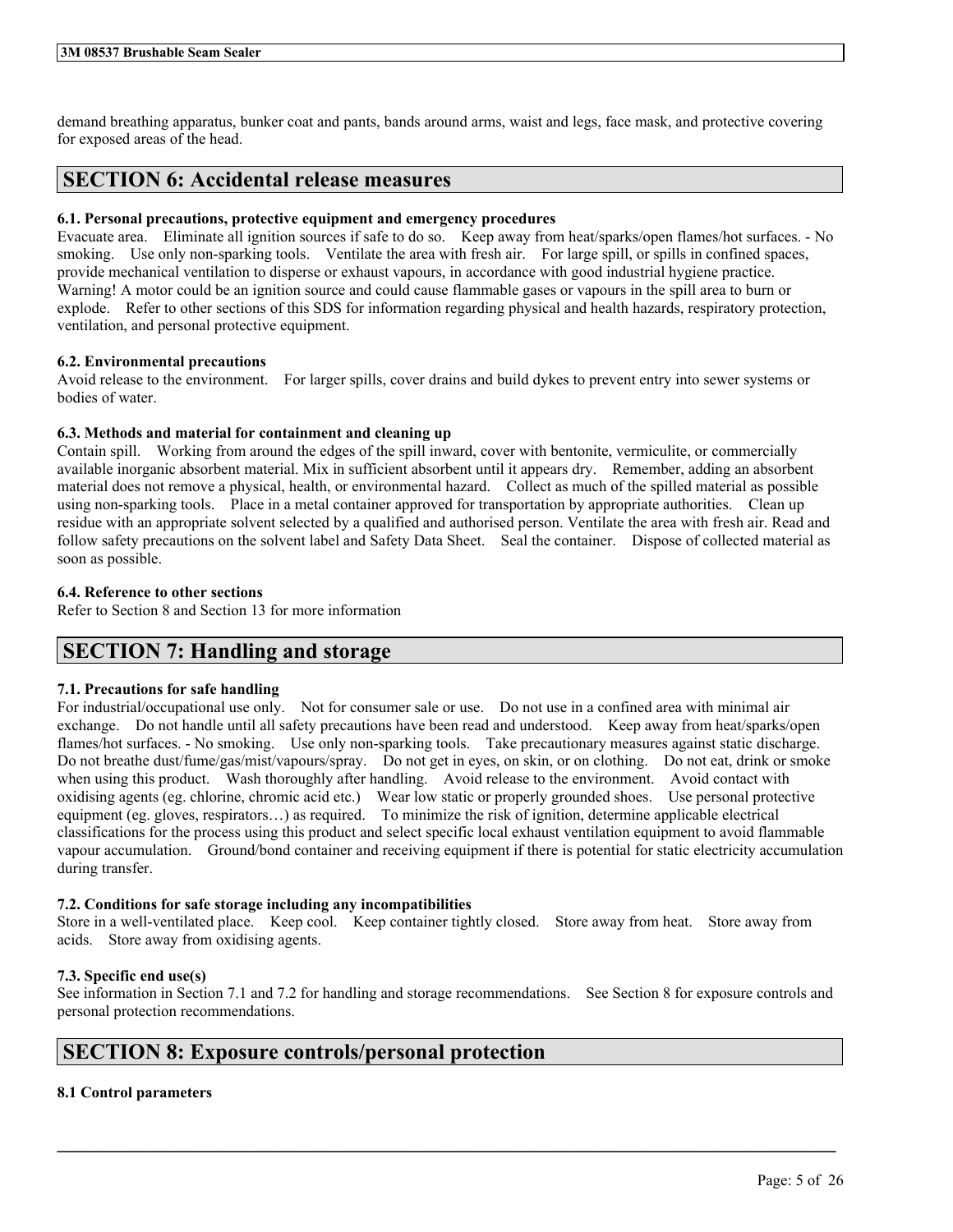demand breathing apparatus, bunker coat and pants, bands around arms, waist and legs, face mask, and protective covering for exposed areas of the head.

## SECTION 6: Accidental release measures

### 6.1. Personal precautions, protective equipment and emergency procedures

Evacuate area. Eliminate all ignition sources if safe to do so. Keep away from heat/sparks/open flames/hot surfaces. - No smoking. Use only non-sparking tools. Ventilate the area with fresh air. For large spill, or spills in confined spaces, provide mechanical ventilation to disperse or exhaust vapours, in accordance with good industrial hygiene practice. Warning! A motor could be an ignition source and could cause flammable gases or vapours in the spill area to burn or explode. Refer to other sections of this SDS for information regarding physical and health hazards, respiratory protection, ventilation, and personal protective equipment.

### 6.2. Environmental precautions

Avoid release to the environment. For larger spills, cover drains and build dykes to prevent entry into sewer systems or bodies of water.

### 6.3. Methods and material for containment and cleaning up

Contain spill. Working from around the edges of the spill inward, cover with bentonite, vermiculite, or commercially available inorganic absorbent material. Mix in sufficient absorbent until it appears dry. Remember, adding an absorbent material does not remove a physical, health, or environmental hazard. Collect as much of the spilled material as possible using non-sparking tools. Place in a metal container approved for transportation by appropriate authorities. Clean up residue with an appropriate solvent selected by a qualified and authorised person. Ventilate the area with fresh air. Read and follow safety precautions on the solvent label and Safety Data Sheet. Seal the container. Dispose of collected material as soon as possible.

### 6.4. Reference to other sections

Refer to Section 8 and Section 13 for more information

## SECTION 7: Handling and storage

### 7.1. Precautions for safe handling

For industrial/occupational use only. Not for consumer sale or use. Do not use in a confined area with minimal air exchange. Do not handle until all safety precautions have been read and understood. Keep away from heat/sparks/open flames/hot surfaces. - No smoking. Use only non-sparking tools. Take precautionary measures against static discharge. Do not breathe dust/fume/gas/mist/vapours/spray. Do not get in eyes, on skin, or on clothing. Do not eat, drink or smoke when using this product. Wash thoroughly after handling. Avoid release to the environment. Avoid contact with oxidising agents (eg. chlorine, chromic acid etc.) Wear low static or properly grounded shoes. Use personal protective equipment (eg. gloves, respirators…) as required. To minimize the risk of ignition, determine applicable electrical classifications for the process using this product and select specific local exhaust ventilation equipment to avoid flammable vapour accumulation. Ground/bond container and receiving equipment if there is potential for static electricity accumulation during transfer.

### 7.2. Conditions for safe storage including any incompatibilities

Store in a well-ventilated place. Keep cool. Keep container tightly closed. Store away from heat. Store away from acids. Store away from oxidising agents.

### 7.3. Specific end use(s)

See information in Section 7.1 and 7.2 for handling and storage recommendations. See Section 8 for exposure controls and personal protection recommendations.

## SECTION 8: Exposure controls/personal protection

### 8.1 Control parameters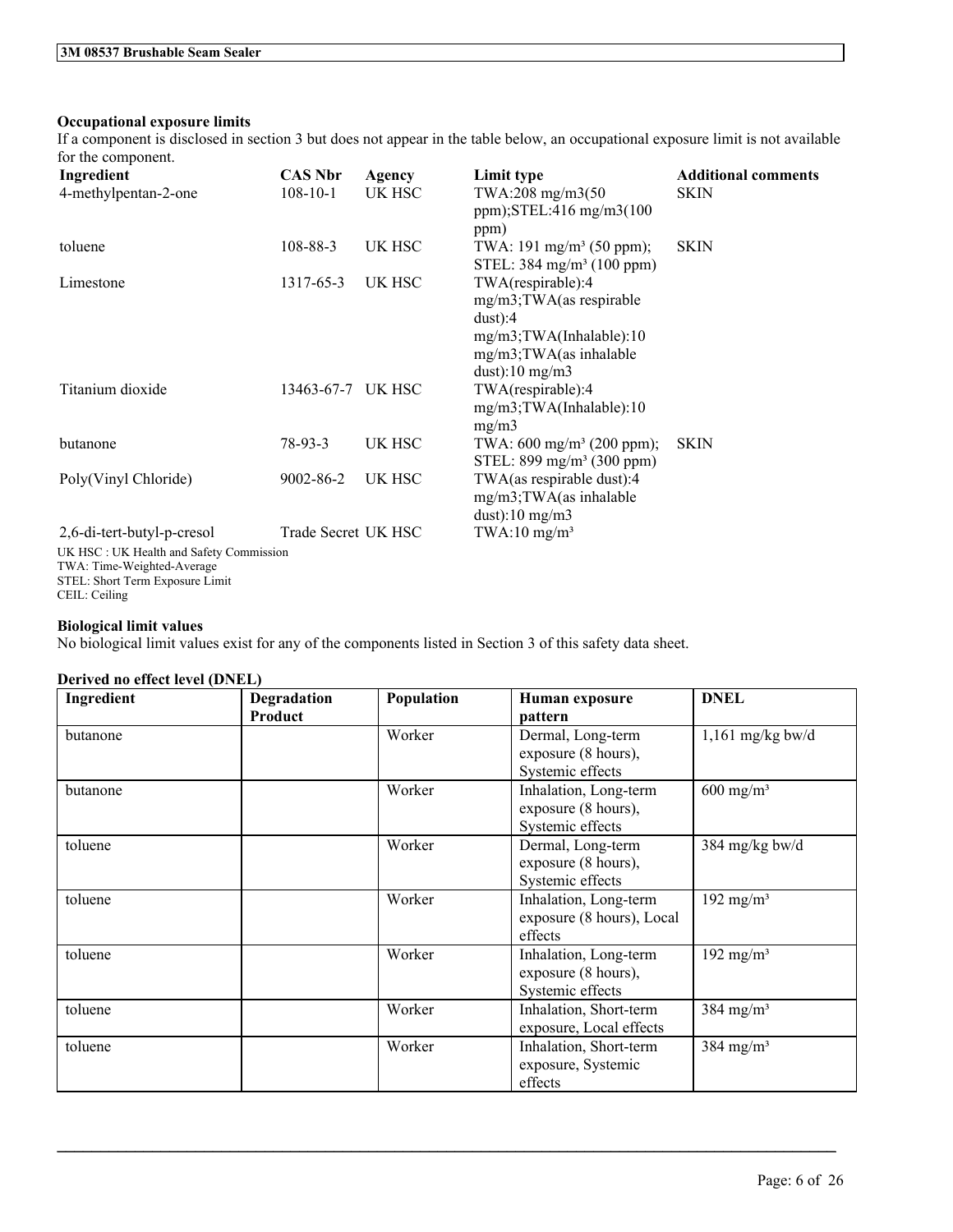### Occupational exposure limits

If a component is disclosed in section 3 but does not appear in the table below, an occupational exposure limit is not available for the component.

| Ingredient | CAS Nbr | Agency | Limit type | Additional comments |
|---|---|---|---|---|
| 4-methylpentan-2-one | 108-10-1 | UK HSC | TWA:208 mg/m3(50 ppm);STEL:416 mg/m3(100 ppm) | SKIN |
| toluene | 108-88-3 | UK HSC | TWA: 191 mg/m³ (50 ppm); STEL: 384 mg/m³ (100 ppm) | SKIN |
| Limestone | 1317-65-3 | UK HSC | TWA(respirable):4 mg/m3;TWA(as respirable dust):4 mg/m3;TWA(Inhalable):10 mg/m3;TWA(as inhalable dust):10 mg/m3 | |
| Titanium dioxide | 13463-67-7 | UK HSC | TWA(respirable):4 mg/m3;TWA(Inhalable):10 mg/m3 | |
| butanone | 78-93-3 | UK HSC | TWA: 600 mg/m³ (200 ppm); STEL: 899 mg/m³ (300 ppm) | SKIN |
| Poly(Vinyl Chloride) | 9002-86-2 | UK HSC | TWA(as respirable dust):4 mg/m3;TWA(as inhalable dust):10 mg/m3 | |
| 2,6-di-tert-butyl-p-cresol | Trade Secret | UK HSC | TWA:10 mg/m³ | |

UK HSC : UK Health and Safety Commission
TWA: Time-Weighted-Average
STEL: Short Term Exposure Limit
CEIL: Ceiling

### Biological limit values

No biological limit values exist for any of the components listed in Section 3 of this safety data sheet.

### Derived no effect level (DNEL)

| Ingredient | Degradation Product | Population | Human exposure pattern | DNEL |
|---|---|---|---|---|
| butanone | | Worker | Dermal, Long-term exposure (8 hours), Systemic effects | 1,161 mg/kg bw/d |
| butanone | | Worker | Inhalation, Long-term exposure (8 hours), Systemic effects | 600 mg/m³ |
| toluene | | Worker | Dermal, Long-term exposure (8 hours), Systemic effects | 384 mg/kg bw/d |
| toluene | | Worker | Inhalation, Long-term exposure (8 hours), Local effects | 192 mg/m³ |
| toluene | | Worker | Inhalation, Long-term exposure (8 hours), Systemic effects | 192 mg/m³ |
| toluene | | Worker | Inhalation, Short-term exposure, Local effects | 384 mg/m³ |
| toluene | | Worker | Inhalation, Short-term exposure, Systemic effects | 384 mg/m³ |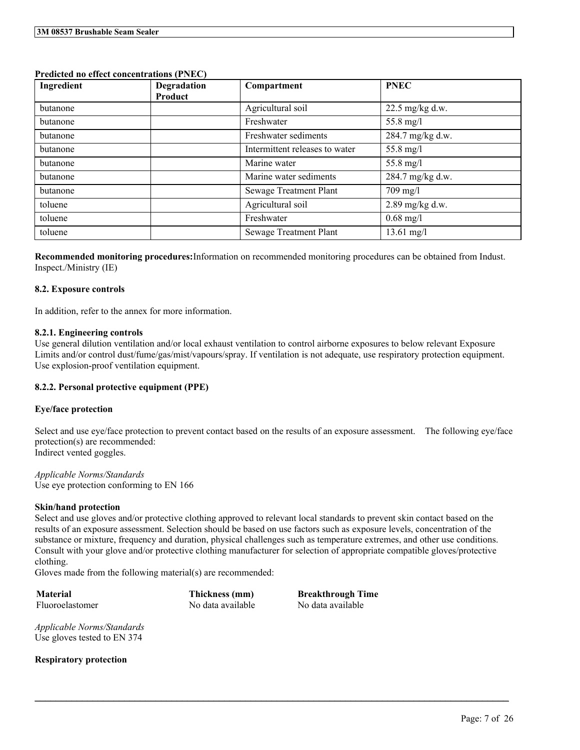**Predicted no effect concentrations (PNEC)**

| Ingredient | Degradation Product | Compartment | PNEC |
|---|---|---|---|
| butanone | | Agricultural soil | 22.5 mg/kg d.w. |
| butanone | | Freshwater | 55.8 mg/l |
| butanone | | Freshwater sediments | 284.7 mg/kg d.w. |
| butanone | | Intermittent releases to water | 55.8 mg/l |
| butanone | | Marine water | 55.8 mg/l |
| butanone | | Marine water sediments | 284.7 mg/kg d.w. |
| butanone | | Sewage Treatment Plant | 709 mg/l |
| toluene | | Agricultural soil | 2.89 mg/kg d.w. |
| toluene | | Freshwater | 0.68 mg/l |
| toluene | | Sewage Treatment Plant | 13.61 mg/l |

**Recommended monitoring procedures:** Information on recommended monitoring procedures can be obtained from Indust. Inspect./Ministry (IE)

### 8.2. Exposure controls

In addition, refer to the annex for more information.

#### 8.2.1. Engineering controls

Use general dilution ventilation and/or local exhaust ventilation to control airborne exposures to below relevant Exposure Limits and/or control dust/fume/gas/mist/vapours/spray. If ventilation is not adequate, use respiratory protection equipment. Use explosion-proof ventilation equipment.

#### 8.2.2. Personal protective equipment (PPE)

**Eye/face protection**

Select and use eye/face protection to prevent contact based on the results of an exposure assessment. The following eye/face protection(s) are recommended:
Indirect vented goggles.

*Applicable Norms/Standards*
Use eye protection conforming to EN 166

**Skin/hand protection**
Select and use gloves and/or protective clothing approved to relevant local standards to prevent skin contact based on the results of an exposure assessment. Selection should be based on use factors such as exposure levels, concentration of the substance or mixture, frequency and duration, physical challenges such as temperature extremes, and other use conditions. Consult with your glove and/or protective clothing manufacturer for selection of appropriate compatible gloves/protective clothing.
Gloves made from the following material(s) are recommended:

| Material | Thickness (mm) | Breakthrough Time |
|---|---|---|
| Fluoroelastomer | No data available | No data available |

*Applicable Norms/Standards*
Use gloves tested to EN 374

**Respiratory protection**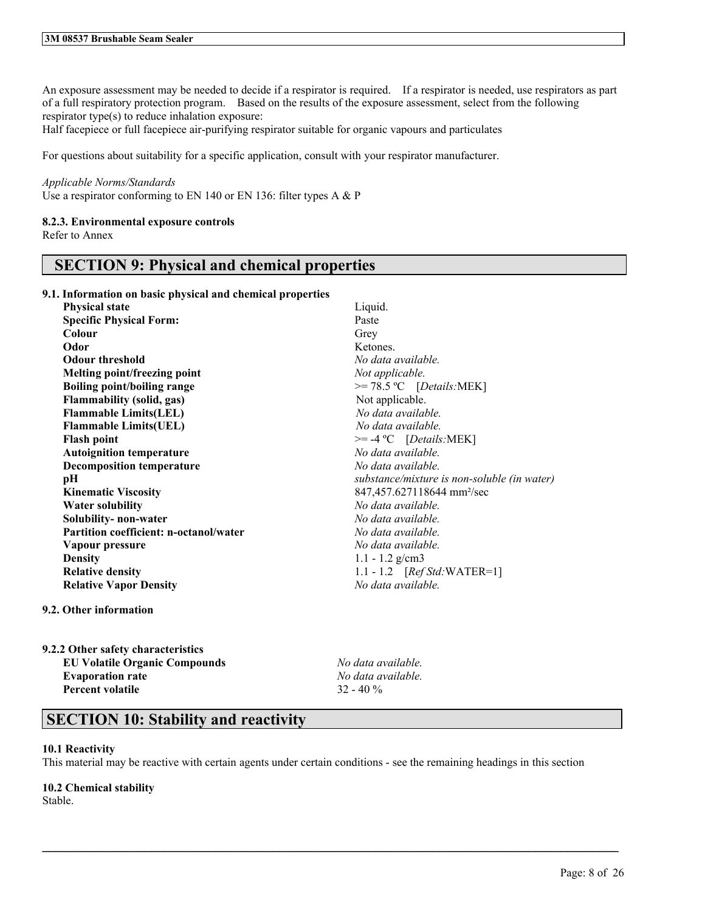An exposure assessment may be needed to decide if a respirator is required. If a respirator is needed, use respirators as part of a full respiratory protection program. Based on the results of the exposure assessment, select from the following respirator type(s) to reduce inhalation exposure:
Half facepiece or full facepiece air-purifying respirator suitable for organic vapours and particulates

For questions about suitability for a specific application, consult with your respirator manufacturer.

*Applicable Norms/Standards*
Use a respirator conforming to EN 140 or EN 136: filter types A & P

#### 8.2.3. Environmental exposure controls

Refer to Annex

## SECTION 9: Physical and chemical properties

### 9.1. Information on basic physical and chemical properties

| Property | Value |
|---|---|
| **Physical state** | Liquid. |
| **Specific Physical Form:** | Paste |
| **Colour** | Grey |
| **Odor** | Ketones. |
| **Odour threshold** | *No data available.* |
| **Melting point/freezing point** | *Not applicable.* |
| **Boiling point/boiling range** | >= 78.5 ºC [*Details:*MEK] |
| **Flammability (solid, gas)** | Not applicable. |
| **Flammable Limits(LEL)** | *No data available.* |
| **Flammable Limits(UEL)** | *No data available.* |
| **Flash point** | >= -4 ºC [*Details:*MEK] |
| **Autoignition temperature** | *No data available.* |
| **Decomposition temperature** | *No data available.* |
| **pH** | *substance/mixture is non-soluble (in water)* |
| **Kinematic Viscosity** | 847,457.627118644 mm²/sec |
| **Water solubility** | *No data available.* |
| **Solubility- non-water** | *No data available.* |
| **Partition coefficient: n-octanol/water** | *No data available.* |
| **Vapour pressure** | *No data available.* |
| **Density** | 1.1 - 1.2 g/cm3 |
| **Relative density** | 1.1 - 1.2 [*Ref Std:*WATER=1] |
| **Relative Vapor Density** | *No data available.* |

### 9.2. Other information

#### 9.2.2 Other safety characteristics

| Property | Value |
|---|---|
| **EU Volatile Organic Compounds** | *No data available.* |
| **Evaporation rate** | *No data available.* |
| **Percent volatile** | 32 - 40 % |

## SECTION 10: Stability and reactivity

### 10.1 Reactivity

This material may be reactive with certain agents under certain conditions - see the remaining headings in this section

### 10.2 Chemical stability

Stable.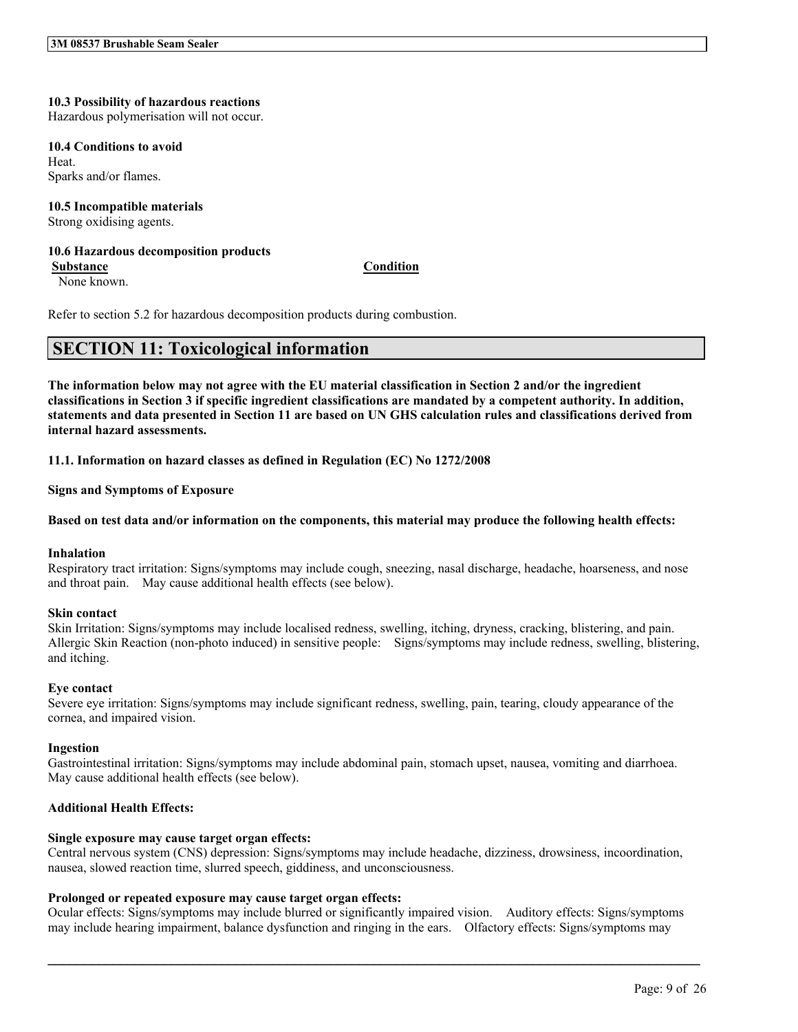**10.3 Possibility of hazardous reactions**

Hazardous polymerisation will not occur.

**10.4 Conditions to avoid**

Heat.
Sparks and/or flames.

**10.5 Incompatible materials**

Strong oxidising agents.

**10.6 Hazardous decomposition products**

| Substance | Condition |
| --- | --- |
| None known. | |

Refer to section 5.2 for hazardous decomposition products during combustion.

# SECTION 11: Toxicological information

**The information below may not agree with the EU material classification in Section 2 and/or the ingredient classifications in Section 3 if specific ingredient classifications are mandated by a competent authority. In addition, statements and data presented in Section 11 are based on UN GHS calculation rules and classifications derived from internal hazard assessments.**

**11.1. Information on hazard classes as defined in Regulation (EC) No 1272/2008**

**Signs and Symptoms of Exposure**

**Based on test data and/or information on the components, this material may produce the following health effects:**

**Inhalation**

Respiratory tract irritation: Signs/symptoms may include cough, sneezing, nasal discharge, headache, hoarseness, and nose and throat pain. May cause additional health effects (see below).

**Skin contact**

Skin Irritation: Signs/symptoms may include localised redness, swelling, itching, dryness, cracking, blistering, and pain. Allergic Skin Reaction (non-photo induced) in sensitive people: Signs/symptoms may include redness, swelling, blistering, and itching.

**Eye contact**

Severe eye irritation: Signs/symptoms may include significant redness, swelling, pain, tearing, cloudy appearance of the cornea, and impaired vision.

**Ingestion**

Gastrointestinal irritation: Signs/symptoms may include abdominal pain, stomach upset, nausea, vomiting and diarrhoea. May cause additional health effects (see below).

**Additional Health Effects:**

**Single exposure may cause target organ effects:**

Central nervous system (CNS) depression: Signs/symptoms may include headache, dizziness, drowsiness, incoordination, nausea, slowed reaction time, slurred speech, giddiness, and unconsciousness.

**Prolonged or repeated exposure may cause target organ effects:**

Ocular effects: Signs/symptoms may include blurred or significantly impaired vision. Auditory effects: Signs/symptoms may include hearing impairment, balance dysfunction and ringing in the ears. Olfactory effects: Signs/symptoms may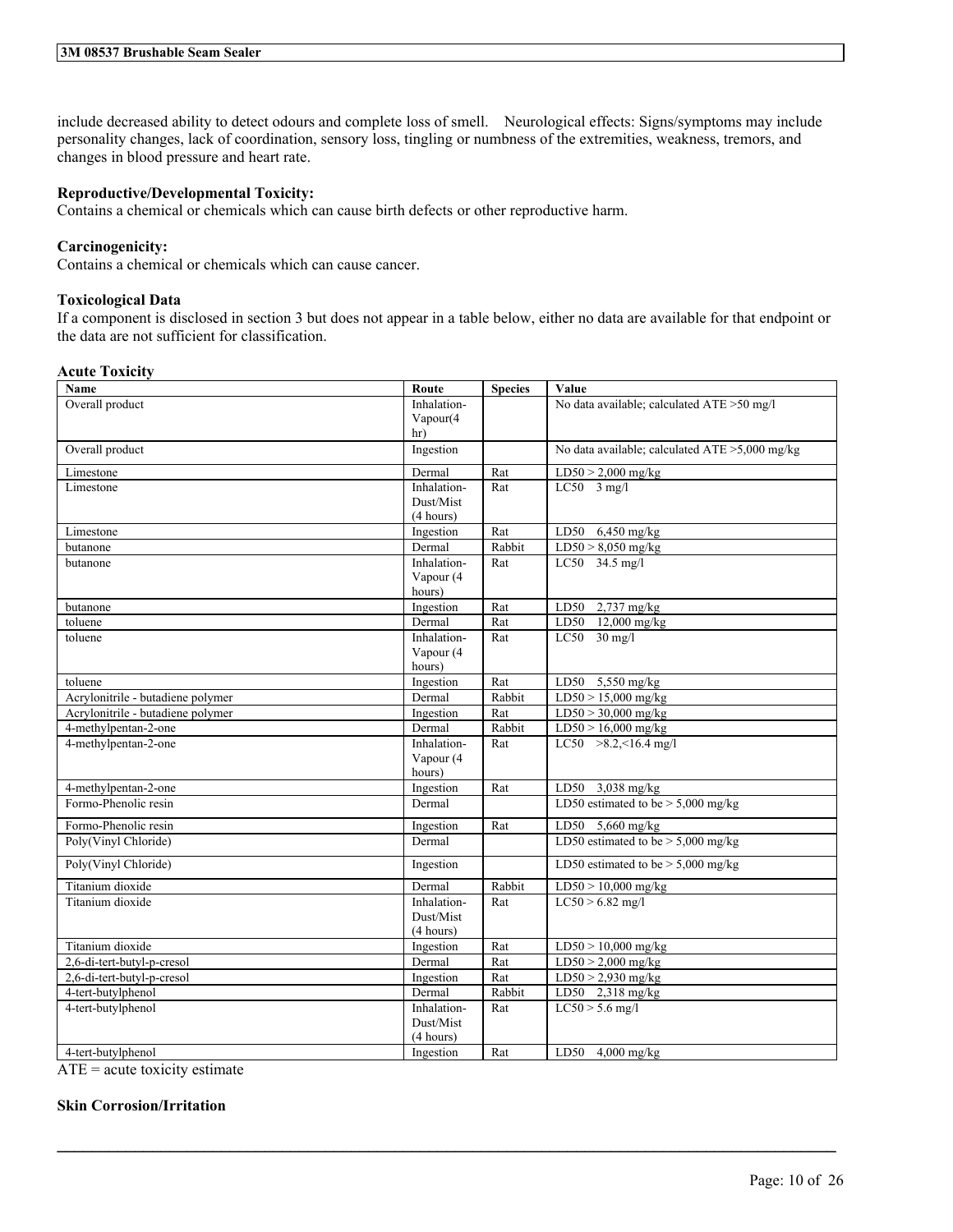include decreased ability to detect odours and complete loss of smell. Neurological effects: Signs/symptoms may include personality changes, lack of coordination, sensory loss, tingling or numbness of the extremities, weakness, tremors, and changes in blood pressure and heart rate.

**Reproductive/Developmental Toxicity:**
Contains a chemical or chemicals which can cause birth defects or other reproductive harm.

**Carcinogenicity:**
Contains a chemical or chemicals which can cause cancer.

**Toxicological Data**
If a component is disclosed in section 3 but does not appear in a table below, either no data are available for that endpoint or the data are not sufficient for classification.

**Acute Toxicity**

| Name | Route | Species | Value |
|---|---|---|---|
| Overall product | Inhalation-Vapour(4 hr) | | No data available; calculated ATE >50 mg/l |
| Overall product | Ingestion | | No data available; calculated ATE >5,000 mg/kg |
| Limestone | Dermal | Rat | LD50 > 2,000 mg/kg |
| Limestone | Inhalation-Dust/Mist (4 hours) | Rat | LC50 3 mg/l |
| Limestone | Ingestion | Rat | LD50 6,450 mg/kg |
| butanone | Dermal | Rabbit | LD50 > 8,050 mg/kg |
| butanone | Inhalation-Vapour (4 hours) | Rat | LC50 34.5 mg/l |
| butanone | Ingestion | Rat | LD50 2,737 mg/kg |
| toluene | Dermal | Rat | LD50 12,000 mg/kg |
| toluene | Inhalation-Vapour (4 hours) | Rat | LC50 30 mg/l |
| toluene | Ingestion | Rat | LD50 5,550 mg/kg |
| Acrylonitrile - butadiene polymer | Dermal | Rabbit | LD50 > 15,000 mg/kg |
| Acrylonitrile - butadiene polymer | Ingestion | Rat | LD50 > 30,000 mg/kg |
| 4-methylpentan-2-one | Dermal | Rabbit | LD50 > 16,000 mg/kg |
| 4-methylpentan-2-one | Inhalation-Vapour (4 hours) | Rat | LC50 >8.2,<16.4 mg/l |
| 4-methylpentan-2-one | Ingestion | Rat | LD50 3,038 mg/kg |
| Formo-Phenolic resin | Dermal | | LD50 estimated to be > 5,000 mg/kg |
| Formo-Phenolic resin | Ingestion | Rat | LD50 5,660 mg/kg |
| Poly(Vinyl Chloride) | Dermal | | LD50 estimated to be > 5,000 mg/kg |
| Poly(Vinyl Chloride) | Ingestion | | LD50 estimated to be > 5,000 mg/kg |
| Titanium dioxide | Dermal | Rabbit | LD50 > 10,000 mg/kg |
| Titanium dioxide | Inhalation-Dust/Mist (4 hours) | Rat | LC50 > 6.82 mg/l |
| Titanium dioxide | Ingestion | Rat | LD50 > 10,000 mg/kg |
| 2,6-di-tert-butyl-p-cresol | Dermal | Rat | LD50 > 2,000 mg/kg |
| 2,6-di-tert-butyl-p-cresol | Ingestion | Rat | LD50 > 2,930 mg/kg |
| 4-tert-butylphenol | Dermal | Rabbit | LD50 2,318 mg/kg |
| 4-tert-butylphenol | Inhalation-Dust/Mist (4 hours) | Rat | LC50 > 5.6 mg/l |
| 4-tert-butylphenol | Ingestion | Rat | LD50 4,000 mg/kg |

ATE = acute toxicity estimate

**Skin Corrosion/Irritation**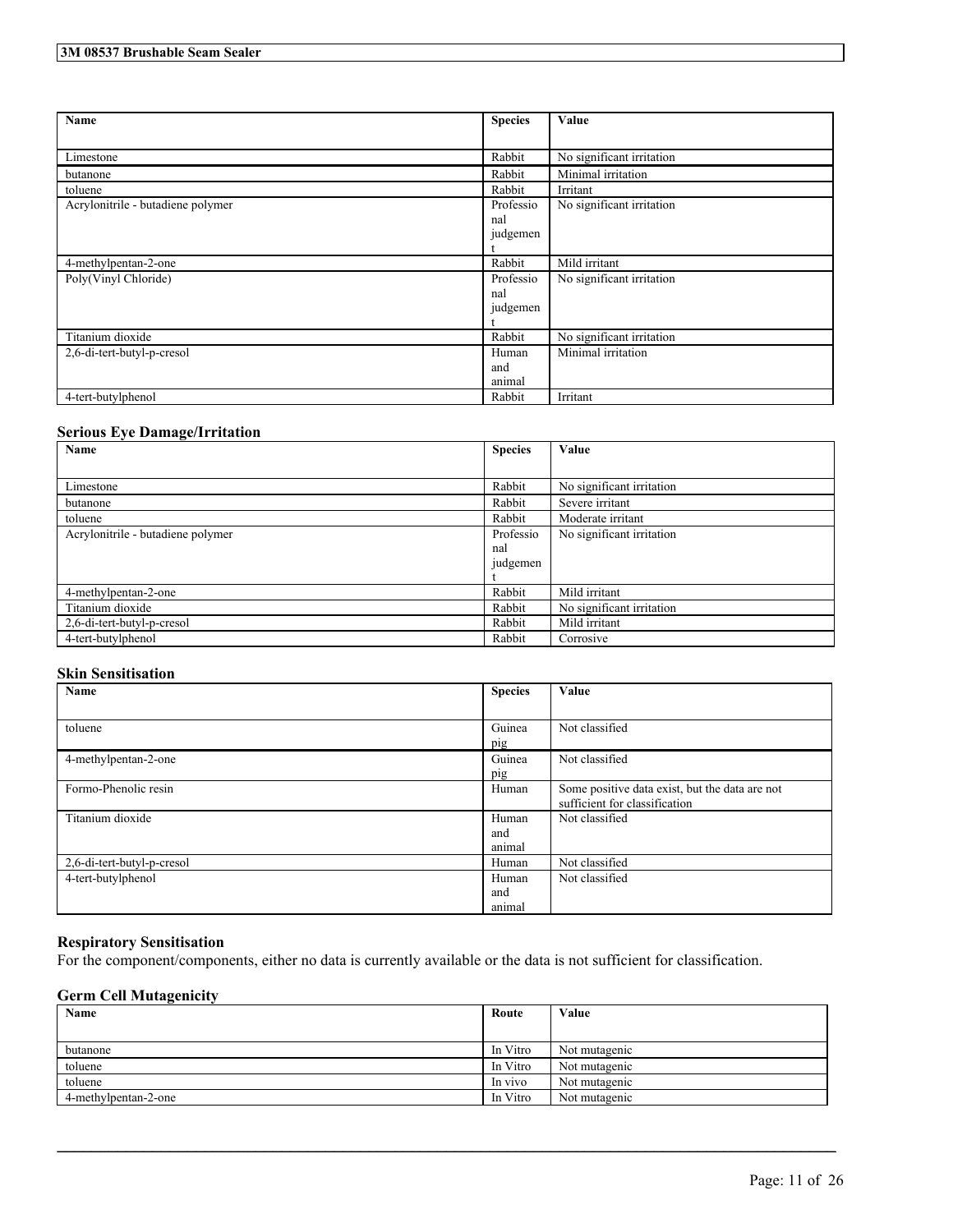| Name | Species | Value |
| --- | --- | --- |
| Limestone | Rabbit | No significant irritation |
| butanone | Rabbit | Minimal irritation |
| toluene | Rabbit | Irritant |
| Acrylonitrile - butadiene polymer | Professional judgement | No significant irritation |
| 4-methylpentan-2-one | Rabbit | Mild irritant |
| Poly(Vinyl Chloride) | Professional judgement | No significant irritation |
| Titanium dioxide | Rabbit | No significant irritation |
| 2,6-di-tert-butyl-p-cresol | Human and animal | Minimal irritation |
| 4-tert-butylphenol | Rabbit | Irritant |

### Serious Eye Damage/Irritation

| Name | Species | Value |
| --- | --- | --- |
| Limestone | Rabbit | No significant irritation |
| butanone | Rabbit | Severe irritant |
| toluene | Rabbit | Moderate irritant |
| Acrylonitrile - butadiene polymer | Professional judgement | No significant irritation |
| 4-methylpentan-2-one | Rabbit | Mild irritant |
| Titanium dioxide | Rabbit | No significant irritation |
| 2,6-di-tert-butyl-p-cresol | Rabbit | Mild irritant |
| 4-tert-butylphenol | Rabbit | Corrosive |

### Skin Sensitisation

| Name | Species | Value |
| --- | --- | --- |
| toluene | Guinea pig | Not classified |
| 4-methylpentan-2-one | Guinea pig | Not classified |
| Formo-Phenolic resin | Human | Some positive data exist, but the data are not sufficient for classification |
| Titanium dioxide | Human and animal | Not classified |
| 2,6-di-tert-butyl-p-cresol | Human | Not classified |
| 4-tert-butylphenol | Human and animal | Not classified |

### Respiratory Sensitisation

For the component/components, either no data is currently available or the data is not sufficient for classification.

### Germ Cell Mutagenicity

| Name | Route | Value |
| --- | --- | --- |
| butanone | In Vitro | Not mutagenic |
| toluene | In Vitro | Not mutagenic |
| toluene | In vivo | Not mutagenic |
| 4-methylpentan-2-one | In Vitro | Not mutagenic |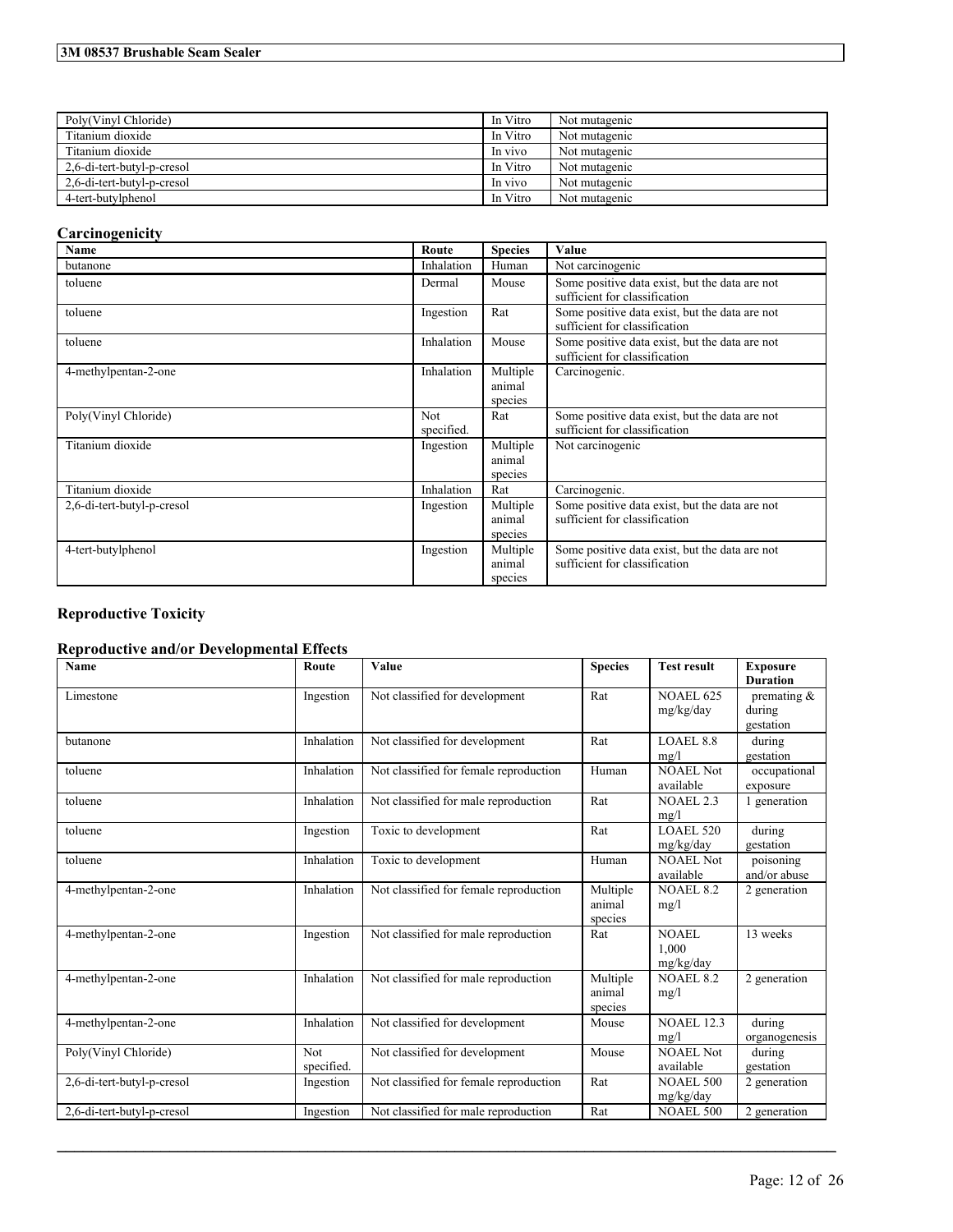| | | |
|---|---|---|
| Poly(Vinyl Chloride) | In Vitro | Not mutagenic |
| Titanium dioxide | In Vitro | Not mutagenic |
| Titanium dioxide | In vivo | Not mutagenic |
| 2,6-di-tert-butyl-p-cresol | In Vitro | Not mutagenic |
| 2,6-di-tert-butyl-p-cresol | In vivo | Not mutagenic |
| 4-tert-butylphenol | In Vitro | Not mutagenic |

## Carcinogenicity

| Name | Route | Species | Value |
|---|---|---|---|
| butanone | Inhalation | Human | Not carcinogenic |
| toluene | Dermal | Mouse | Some positive data exist, but the data are not sufficient for classification |
| toluene | Ingestion | Rat | Some positive data exist, but the data are not sufficient for classification |
| toluene | Inhalation | Mouse | Some positive data exist, but the data are not sufficient for classification |
| 4-methylpentan-2-one | Inhalation | Multiple animal species | Carcinogenic. |
| Poly(Vinyl Chloride) | Not specified. | Rat | Some positive data exist, but the data are not sufficient for classification |
| Titanium dioxide | Ingestion | Multiple animal species | Not carcinogenic |
| Titanium dioxide | Inhalation | Rat | Carcinogenic. |
| 2,6-di-tert-butyl-p-cresol | Ingestion | Multiple animal species | Some positive data exist, but the data are not sufficient for classification |
| 4-tert-butylphenol | Ingestion | Multiple animal species | Some positive data exist, but the data are not sufficient for classification |

## Reproductive Toxicity

## Reproductive and/or Developmental Effects

| Name | Route | Value | Species | Test result | Exposure Duration |
|---|---|---|---|---|---|
| Limestone | Ingestion | Not classified for development | Rat | NOAEL 625 mg/kg/day | premating & during gestation |
| butanone | Inhalation | Not classified for development | Rat | LOAEL 8.8 mg/l | during gestation |
| toluene | Inhalation | Not classified for female reproduction | Human | NOAEL Not available | occupational exposure |
| toluene | Inhalation | Not classified for male reproduction | Rat | NOAEL 2.3 mg/l | 1 generation |
| toluene | Ingestion | Toxic to development | Rat | LOAEL 520 mg/kg/day | during gestation |
| toluene | Inhalation | Toxic to development | Human | NOAEL Not available | poisoning and/or abuse |
| 4-methylpentan-2-one | Inhalation | Not classified for female reproduction | Multiple animal species | NOAEL 8.2 mg/l | 2 generation |
| 4-methylpentan-2-one | Ingestion | Not classified for male reproduction | Rat | NOAEL 1,000 mg/kg/day | 13 weeks |
| 4-methylpentan-2-one | Inhalation | Not classified for male reproduction | Multiple animal species | NOAEL 8.2 mg/l | 2 generation |
| 4-methylpentan-2-one | Inhalation | Not classified for development | Mouse | NOAEL 12.3 mg/l | during organogenesis |
| Poly(Vinyl Chloride) | Not specified. | Not classified for development | Mouse | NOAEL Not available | during gestation |
| 2,6-di-tert-butyl-p-cresol | Ingestion | Not classified for female reproduction | Rat | NOAEL 500 mg/kg/day | 2 generation |
| 2,6-di-tert-butyl-p-cresol | Ingestion | Not classified for male reproduction | Rat | NOAEL 500 | 2 generation |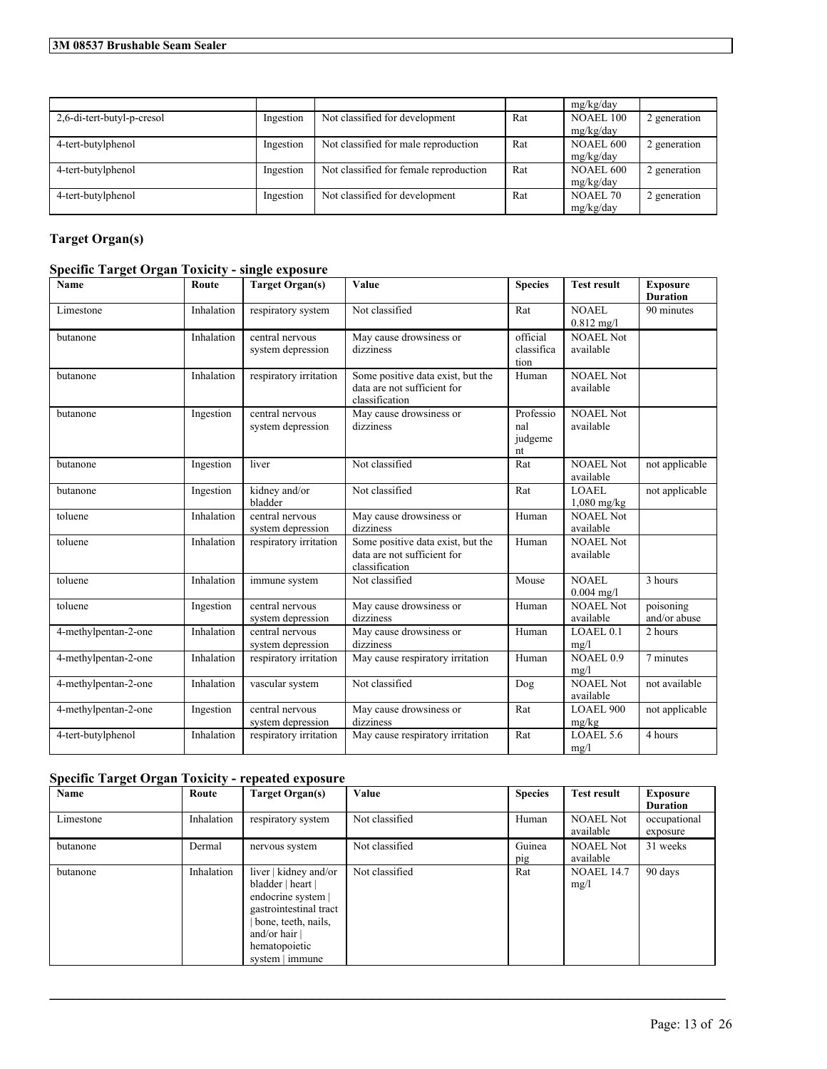| | | | | mg/kg/day | |
|---|---|---|---|---|---|
| 2,6-di-tert-butyl-p-cresol | Ingestion | Not classified for development | Rat | NOAEL 100 mg/kg/day | 2 generation |
| 4-tert-butylphenol | Ingestion | Not classified for male reproduction | Rat | NOAEL 600 mg/kg/day | 2 generation |
| 4-tert-butylphenol | Ingestion | Not classified for female reproduction | Rat | NOAEL 600 mg/kg/day | 2 generation |
| 4-tert-butylphenol | Ingestion | Not classified for development | Rat | NOAEL 70 mg/kg/day | 2 generation |

## Target Organ(s)

### Specific Target Organ Toxicity - single exposure

| Name | Route | Target Organ(s) | Value | Species | Test result | Exposure Duration |
|---|---|---|---|---|---|---|
| Limestone | Inhalation | respiratory system | Not classified | Rat | NOAEL 0.812 mg/l | 90 minutes |
| butanone | Inhalation | central nervous system depression | May cause drowsiness or dizziness | official classification | NOAEL Not available | |
| butanone | Inhalation | respiratory irritation | Some positive data exist, but the data are not sufficient for classification | Human | NOAEL Not available | |
| butanone | Ingestion | central nervous system depression | May cause drowsiness or dizziness | Professional judgement | NOAEL Not available | |
| butanone | Ingestion | liver | Not classified | Rat | NOAEL Not available | not applicable |
| butanone | Ingestion | kidney and/or bladder | Not classified | Rat | LOAEL 1,080 mg/kg | not applicable |
| toluene | Inhalation | central nervous system depression | May cause drowsiness or dizziness | Human | NOAEL Not available | |
| toluene | Inhalation | respiratory irritation | Some positive data exist, but the data are not sufficient for classification | Human | NOAEL Not available | |
| toluene | Inhalation | immune system | Not classified | Mouse | NOAEL 0.004 mg/l | 3 hours |
| toluene | Ingestion | central nervous system depression | May cause drowsiness or dizziness | Human | NOAEL Not available | poisoning and/or abuse |
| 4-methylpentan-2-one | Inhalation | central nervous system depression | May cause drowsiness or dizziness | Human | LOAEL 0.1 mg/l | 2 hours |
| 4-methylpentan-2-one | Inhalation | respiratory irritation | May cause respiratory irritation | Human | NOAEL 0.9 mg/l | 7 minutes |
| 4-methylpentan-2-one | Inhalation | vascular system | Not classified | Dog | NOAEL Not available | not available |
| 4-methylpentan-2-one | Ingestion | central nervous system depression | May cause drowsiness or dizziness | Rat | LOAEL 900 mg/kg | not applicable |
| 4-tert-butylphenol | Inhalation | respiratory irritation | May cause respiratory irritation | Rat | LOAEL 5.6 mg/l | 4 hours |

### Specific Target Organ Toxicity - repeated exposure

| Name | Route | Target Organ(s) | Value | Species | Test result | Exposure Duration |
|---|---|---|---|---|---|---|
| Limestone | Inhalation | respiratory system | Not classified | Human | NOAEL Not available | occupational exposure |
| butanone | Dermal | nervous system | Not classified | Guinea pig | NOAEL Not available | 31 weeks |
| butanone | Inhalation | liver \| kidney and/or bladder \| heart \| endocrine system \| gastrointestinal tract \| bone, teeth, nails, and/or hair \| hematopoietic system \| immune | Not classified | Rat | NOAEL 14.7 mg/l | 90 days |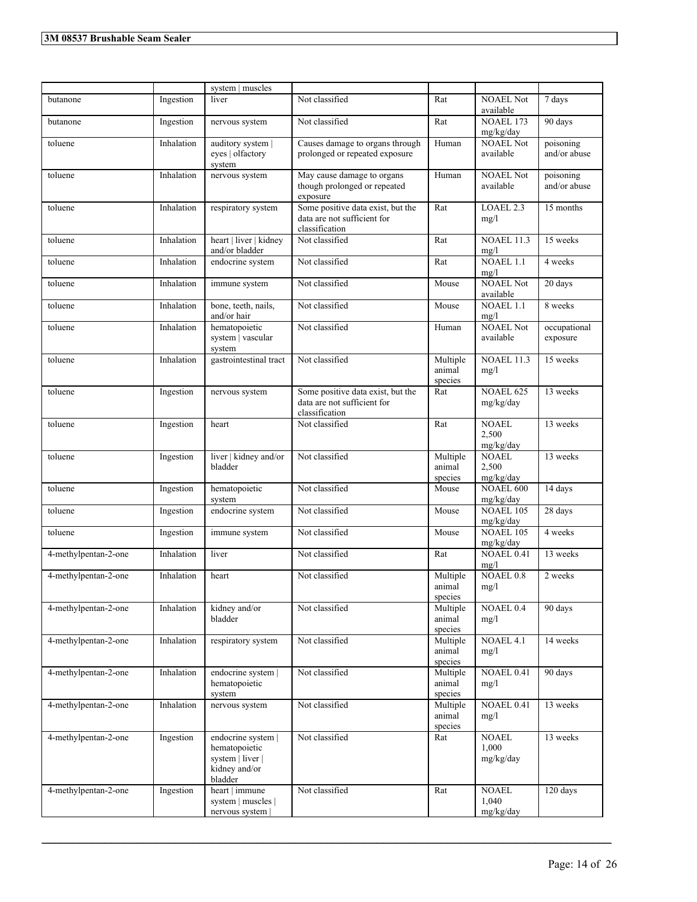| | | | | | | |
|---|---|---|---|---|---|---|
| | | system \| muscles | | | | |
| butanone | Ingestion | liver | Not classified | Rat | NOAEL Not available | 7 days |
| butanone | Ingestion | nervous system | Not classified | Rat | NOAEL 173 mg/kg/day | 90 days |
| toluene | Inhalation | auditory system \| eyes \| olfactory system | Causes damage to organs through prolonged or repeated exposure | Human | NOAEL Not available | poisoning and/or abuse |
| toluene | Inhalation | nervous system | May cause damage to organs though prolonged or repeated exposure | Human | NOAEL Not available | poisoning and/or abuse |
| toluene | Inhalation | respiratory system | Some positive data exist, but the data are not sufficient for classification | Rat | LOAEL 2.3 mg/l | 15 months |
| toluene | Inhalation | heart \| liver \| kidney and/or bladder | Not classified | Rat | NOAEL 11.3 mg/l | 15 weeks |
| toluene | Inhalation | endocrine system | Not classified | Rat | NOAEL 1.1 mg/l | 4 weeks |
| toluene | Inhalation | immune system | Not classified | Mouse | NOAEL Not available | 20 days |
| toluene | Inhalation | bone, teeth, nails, and/or hair | Not classified | Mouse | NOAEL 1.1 mg/l | 8 weeks |
| toluene | Inhalation | hematopoietic system \| vascular system | Not classified | Human | NOAEL Not available | occupational exposure |
| toluene | Inhalation | gastrointestinal tract | Not classified | Multiple animal species | NOAEL 11.3 mg/l | 15 weeks |
| toluene | Ingestion | nervous system | Some positive data exist, but the data are not sufficient for classification | Rat | NOAEL 625 mg/kg/day | 13 weeks |
| toluene | Ingestion | heart | Not classified | Rat | NOAEL 2,500 mg/kg/day | 13 weeks |
| toluene | Ingestion | liver \| kidney and/or bladder | Not classified | Multiple animal species | NOAEL 2,500 mg/kg/day | 13 weeks |
| toluene | Ingestion | hematopoietic system | Not classified | Mouse | NOAEL 600 mg/kg/day | 14 days |
| toluene | Ingestion | endocrine system | Not classified | Mouse | NOAEL 105 mg/kg/day | 28 days |
| toluene | Ingestion | immune system | Not classified | Mouse | NOAEL 105 mg/kg/day | 4 weeks |
| 4-methylpentan-2-one | Inhalation | liver | Not classified | Rat | NOAEL 0.41 mg/l | 13 weeks |
| 4-methylpentan-2-one | Inhalation | heart | Not classified | Multiple animal species | NOAEL 0.8 mg/l | 2 weeks |
| 4-methylpentan-2-one | Inhalation | kidney and/or bladder | Not classified | Multiple animal species | NOAEL 0.4 mg/l | 90 days |
| 4-methylpentan-2-one | Inhalation | respiratory system | Not classified | Multiple animal species | NOAEL 4.1 mg/l | 14 weeks |
| 4-methylpentan-2-one | Inhalation | endocrine system \| hematopoietic system | Not classified | Multiple animal species | NOAEL 0.41 mg/l | 90 days |
| 4-methylpentan-2-one | Inhalation | nervous system | Not classified | Multiple animal species | NOAEL 0.41 mg/l | 13 weeks |
| 4-methylpentan-2-one | Ingestion | endocrine system \| hematopoietic system \| liver \| kidney and/or bladder | Not classified | Rat | NOAEL 1,000 mg/kg/day | 13 weeks |
| 4-methylpentan-2-one | Ingestion | heart \| immune system \| muscles \| nervous system \| | Not classified | Rat | NOAEL 1,040 mg/kg/day | 120 days |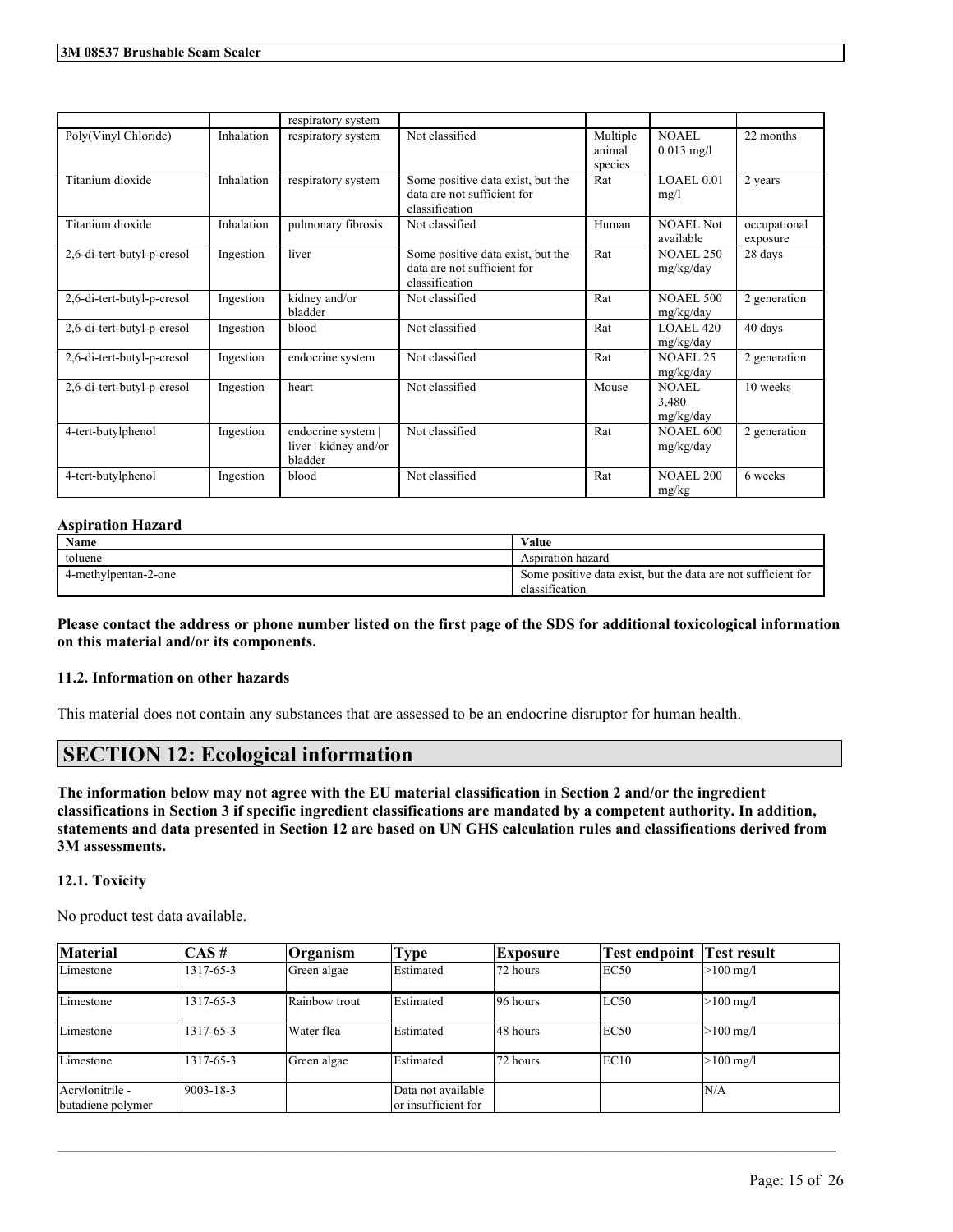| | | respiratory system | | | | |
|---|---|---|---|---|---|---|
| Poly(Vinyl Chloride) | Inhalation | respiratory system | Not classified | Multiple animal species | NOAEL 0.013 mg/l | 22 months |
| Titanium dioxide | Inhalation | respiratory system | Some positive data exist, but the data are not sufficient for classification | Rat | LOAEL 0.01 mg/l | 2 years |
| Titanium dioxide | Inhalation | pulmonary fibrosis | Not classified | Human | NOAEL Not available | occupational exposure |
| 2,6-di-tert-butyl-p-cresol | Ingestion | liver | Some positive data exist, but the data are not sufficient for classification | Rat | NOAEL 250 mg/kg/day | 28 days |
| 2,6-di-tert-butyl-p-cresol | Ingestion | kidney and/or bladder | Not classified | Rat | NOAEL 500 mg/kg/day | 2 generation |
| 2,6-di-tert-butyl-p-cresol | Ingestion | blood | Not classified | Rat | LOAEL 420 mg/kg/day | 40 days |
| 2,6-di-tert-butyl-p-cresol | Ingestion | endocrine system | Not classified | Rat | NOAEL 25 mg/kg/day | 2 generation |
| 2,6-di-tert-butyl-p-cresol | Ingestion | heart | Not classified | Mouse | NOAEL 3,480 mg/kg/day | 10 weeks |
| 4-tert-butylphenol | Ingestion | endocrine system \| liver \| kidney and/or bladder | Not classified | Rat | NOAEL 600 mg/kg/day | 2 generation |
| 4-tert-butylphenol | Ingestion | blood | Not classified | Rat | NOAEL 200 mg/kg | 6 weeks |

**Aspiration Hazard**

| Name | Value |
|---|---|
| toluene | Aspiration hazard |
| 4-methylpentan-2-one | Some positive data exist, but the data are not sufficient for classification |

**Please contact the address or phone number listed on the first page of the SDS for additional toxicological information on this material and/or its components.**

### 11.2. Information on other hazards

This material does not contain any substances that are assessed to be an endocrine disruptor for human health.

## SECTION 12: Ecological information

**The information below may not agree with the EU material classification in Section 2 and/or the ingredient classifications in Section 3 if specific ingredient classifications are mandated by a competent authority. In addition, statements and data presented in Section 12 are based on UN GHS calculation rules and classifications derived from 3M assessments.**

### 12.1. Toxicity

No product test data available.

| Material | CAS # | Organism | Type | Exposure | Test endpoint | Test result |
|---|---|---|---|---|---|---|
| Limestone | 1317-65-3 | Green algae | Estimated | 72 hours | EC50 | >100 mg/l |
| Limestone | 1317-65-3 | Rainbow trout | Estimated | 96 hours | LC50 | >100 mg/l |
| Limestone | 1317-65-3 | Water flea | Estimated | 48 hours | EC50 | >100 mg/l |
| Limestone | 1317-65-3 | Green algae | Estimated | 72 hours | EC10 | >100 mg/l |
| Acrylonitrile - butadiene polymer | 9003-18-3 | | Data not available or insufficient for | | | N/A |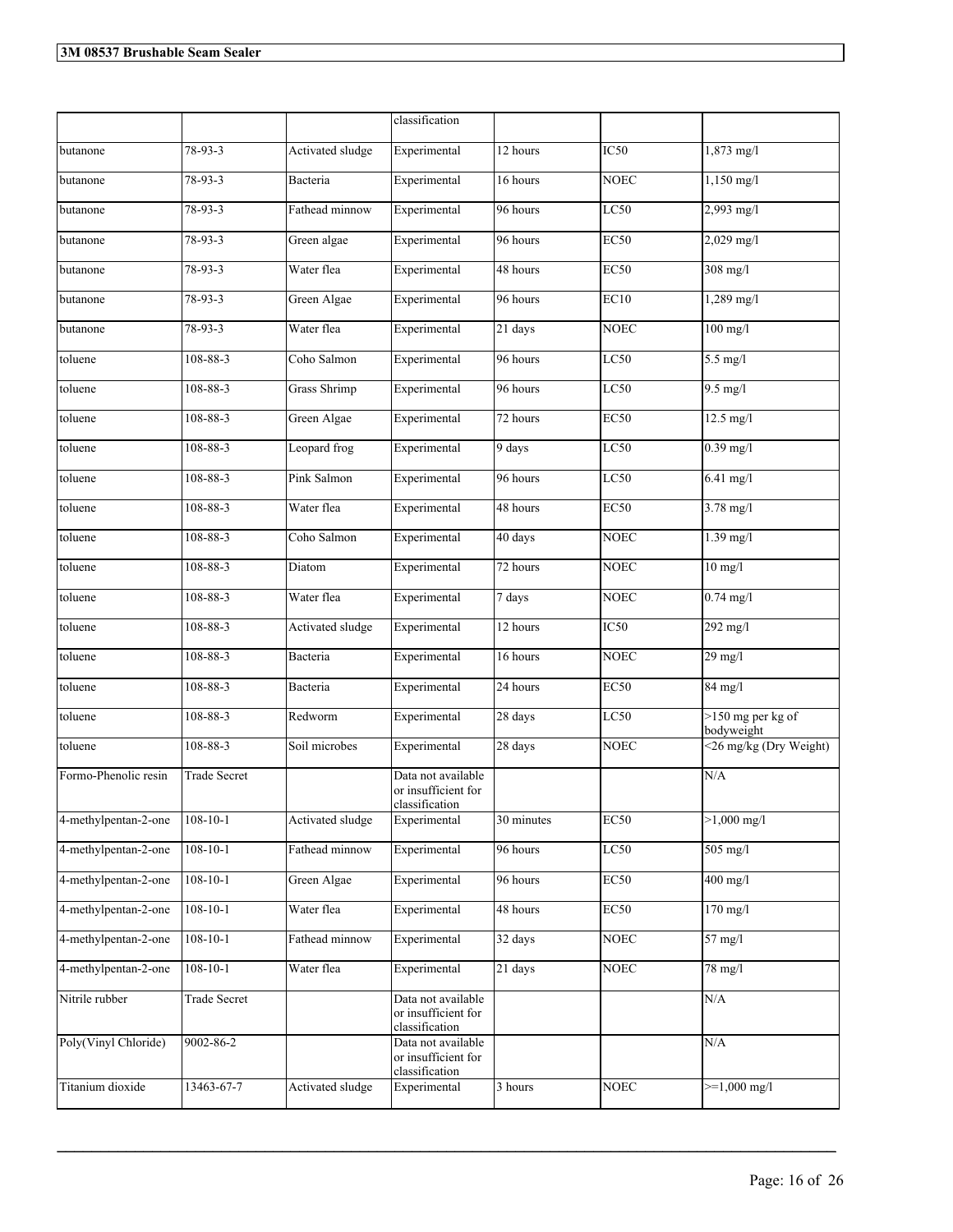| | | | classification | | | |
|---|---|---|---|---|---|---|
| butanone | 78-93-3 | Activated sludge | Experimental | 12 hours | IC50 | 1,873 mg/l |
| butanone | 78-93-3 | Bacteria | Experimental | 16 hours | NOEC | 1,150 mg/l |
| butanone | 78-93-3 | Fathead minnow | Experimental | 96 hours | LC50 | 2,993 mg/l |
| butanone | 78-93-3 | Green algae | Experimental | 96 hours | EC50 | 2,029 mg/l |
| butanone | 78-93-3 | Water flea | Experimental | 48 hours | EC50 | 308 mg/l |
| butanone | 78-93-3 | Green Algae | Experimental | 96 hours | EC10 | 1,289 mg/l |
| butanone | 78-93-3 | Water flea | Experimental | 21 days | NOEC | 100 mg/l |
| toluene | 108-88-3 | Coho Salmon | Experimental | 96 hours | LC50 | 5.5 mg/l |
| toluene | 108-88-3 | Grass Shrimp | Experimental | 96 hours | LC50 | 9.5 mg/l |
| toluene | 108-88-3 | Green Algae | Experimental | 72 hours | EC50 | 12.5 mg/l |
| toluene | 108-88-3 | Leopard frog | Experimental | 9 days | LC50 | 0.39 mg/l |
| toluene | 108-88-3 | Pink Salmon | Experimental | 96 hours | LC50 | 6.41 mg/l |
| toluene | 108-88-3 | Water flea | Experimental | 48 hours | EC50 | 3.78 mg/l |
| toluene | 108-88-3 | Coho Salmon | Experimental | 40 days | NOEC | 1.39 mg/l |
| toluene | 108-88-3 | Diatom | Experimental | 72 hours | NOEC | 10 mg/l |
| toluene | 108-88-3 | Water flea | Experimental | 7 days | NOEC | 0.74 mg/l |
| toluene | 108-88-3 | Activated sludge | Experimental | 12 hours | IC50 | 292 mg/l |
| toluene | 108-88-3 | Bacteria | Experimental | 16 hours | NOEC | 29 mg/l |
| toluene | 108-88-3 | Bacteria | Experimental | 24 hours | EC50 | 84 mg/l |
| toluene | 108-88-3 | Redworm | Experimental | 28 days | LC50 | >150 mg per kg of bodyweight |
| toluene | 108-88-3 | Soil microbes | Experimental | 28 days | NOEC | <26 mg/kg (Dry Weight) |
| Formo-Phenolic resin | Trade Secret | | Data not available or insufficient for classification | | | N/A |
| 4-methylpentan-2-one | 108-10-1 | Activated sludge | Experimental | 30 minutes | EC50 | >1,000 mg/l |
| 4-methylpentan-2-one | 108-10-1 | Fathead minnow | Experimental | 96 hours | LC50 | 505 mg/l |
| 4-methylpentan-2-one | 108-10-1 | Green Algae | Experimental | 96 hours | EC50 | 400 mg/l |
| 4-methylpentan-2-one | 108-10-1 | Water flea | Experimental | 48 hours | EC50 | 170 mg/l |
| 4-methylpentan-2-one | 108-10-1 | Fathead minnow | Experimental | 32 days | NOEC | 57 mg/l |
| 4-methylpentan-2-one | 108-10-1 | Water flea | Experimental | 21 days | NOEC | 78 mg/l |
| Nitrile rubber | Trade Secret | | Data not available or insufficient for classification | | | N/A |
| Poly(Vinyl Chloride) | 9002-86-2 | | Data not available or insufficient for classification | | | N/A |
| Titanium dioxide | 13463-67-7 | Activated sludge | Experimental | 3 hours | NOEC | >=1,000 mg/l |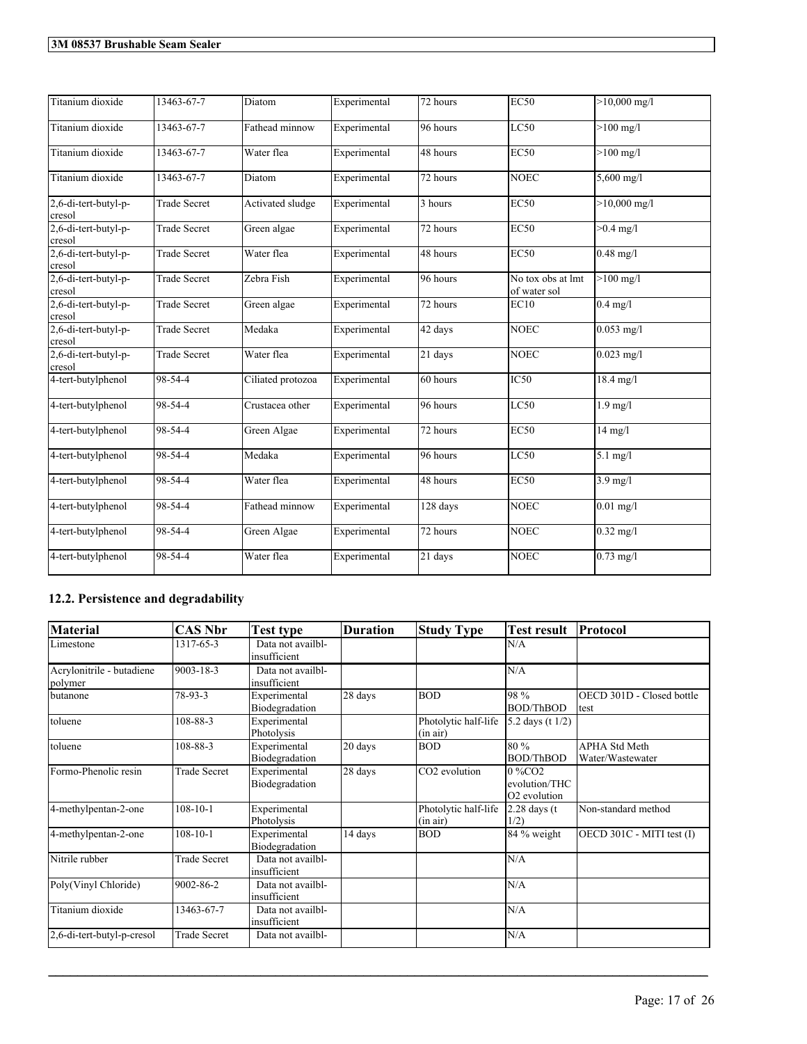| | | | | | | |
|---|---|---|---|---|---|---|
| Titanium dioxide | 13463-67-7 | Diatom | Experimental | 72 hours | EC50 | >10,000 mg/l |
| Titanium dioxide | 13463-67-7 | Fathead minnow | Experimental | 96 hours | LC50 | >100 mg/l |
| Titanium dioxide | 13463-67-7 | Water flea | Experimental | 48 hours | EC50 | >100 mg/l |
| Titanium dioxide | 13463-67-7 | Diatom | Experimental | 72 hours | NOEC | 5,600 mg/l |
| 2,6-di-tert-butyl-p-cresol | Trade Secret | Activated sludge | Experimental | 3 hours | EC50 | >10,000 mg/l |
| 2,6-di-tert-butyl-p-cresol | Trade Secret | Green algae | Experimental | 72 hours | EC50 | >0.4 mg/l |
| 2,6-di-tert-butyl-p-cresol | Trade Secret | Water flea | Experimental | 48 hours | EC50 | 0.48 mg/l |
| 2,6-di-tert-butyl-p-cresol | Trade Secret | Zebra Fish | Experimental | 96 hours | No tox obs at lmt of water sol | >100 mg/l |
| 2,6-di-tert-butyl-p-cresol | Trade Secret | Green algae | Experimental | 72 hours | EC10 | 0.4 mg/l |
| 2,6-di-tert-butyl-p-cresol | Trade Secret | Medaka | Experimental | 42 days | NOEC | 0.053 mg/l |
| 2,6-di-tert-butyl-p-cresol | Trade Secret | Water flea | Experimental | 21 days | NOEC | 0.023 mg/l |
| 4-tert-butylphenol | 98-54-4 | Ciliated protozoa | Experimental | 60 hours | IC50 | 18.4 mg/l |
| 4-tert-butylphenol | 98-54-4 | Crustacea other | Experimental | 96 hours | LC50 | 1.9 mg/l |
| 4-tert-butylphenol | 98-54-4 | Green Algae | Experimental | 72 hours | EC50 | 14 mg/l |
| 4-tert-butylphenol | 98-54-4 | Medaka | Experimental | 96 hours | LC50 | 5.1 mg/l |
| 4-tert-butylphenol | 98-54-4 | Water flea | Experimental | 48 hours | EC50 | 3.9 mg/l |
| 4-tert-butylphenol | 98-54-4 | Fathead minnow | Experimental | 128 days | NOEC | 0.01 mg/l |
| 4-tert-butylphenol | 98-54-4 | Green Algae | Experimental | 72 hours | NOEC | 0.32 mg/l |
| 4-tert-butylphenol | 98-54-4 | Water flea | Experimental | 21 days | NOEC | 0.73 mg/l |

## 12.2. Persistence and degradability

| Material | CAS Nbr | Test type | Duration | Study Type | Test result | Protocol |
|---|---|---|---|---|---|---|
| Limestone | 1317-65-3 | Data not availbl-insufficient | | | N/A | |
| Acrylonitrile - butadiene polymer | 9003-18-3 | Data not availbl-insufficient | | | N/A | |
| butanone | 78-93-3 | Experimental Biodegradation | 28 days | BOD | 98 % BOD/ThBOD | OECD 301D - Closed bottle test |
| toluene | 108-88-3 | Experimental Photolysis | | Photolytic half-life (in air) | 5.2 days (t 1/2) | |
| toluene | 108-88-3 | Experimental Biodegradation | 20 days | BOD | 80 % BOD/ThBOD | APHA Std Meth Water/Wastewater |
| Formo-Phenolic resin | Trade Secret | Experimental Biodegradation | 28 days | $CO_2$ evolution | 0 %$CO_2$ evolution/THC $O_2$ evolution | |
| 4-methylpentan-2-one | 108-10-1 | Experimental Photolysis | | Photolytic half-life (in air) | 2.28 days (t 1/2) | Non-standard method |
| 4-methylpentan-2-one | 108-10-1 | Experimental Biodegradation | 14 days | BOD | 84 % weight | OECD 301C - MITI test (I) |
| Nitrile rubber | Trade Secret | Data not availbl-insufficient | | | N/A | |
| Poly(Vinyl Chloride) | 9002-86-2 | Data not availbl-insufficient | | | N/A | |
| Titanium dioxide | 13463-67-7 | Data not availbl-insufficient | | | N/A | |
| 2,6-di-tert-butyl-p-cresol | Trade Secret | Data not availbl- | | | N/A | |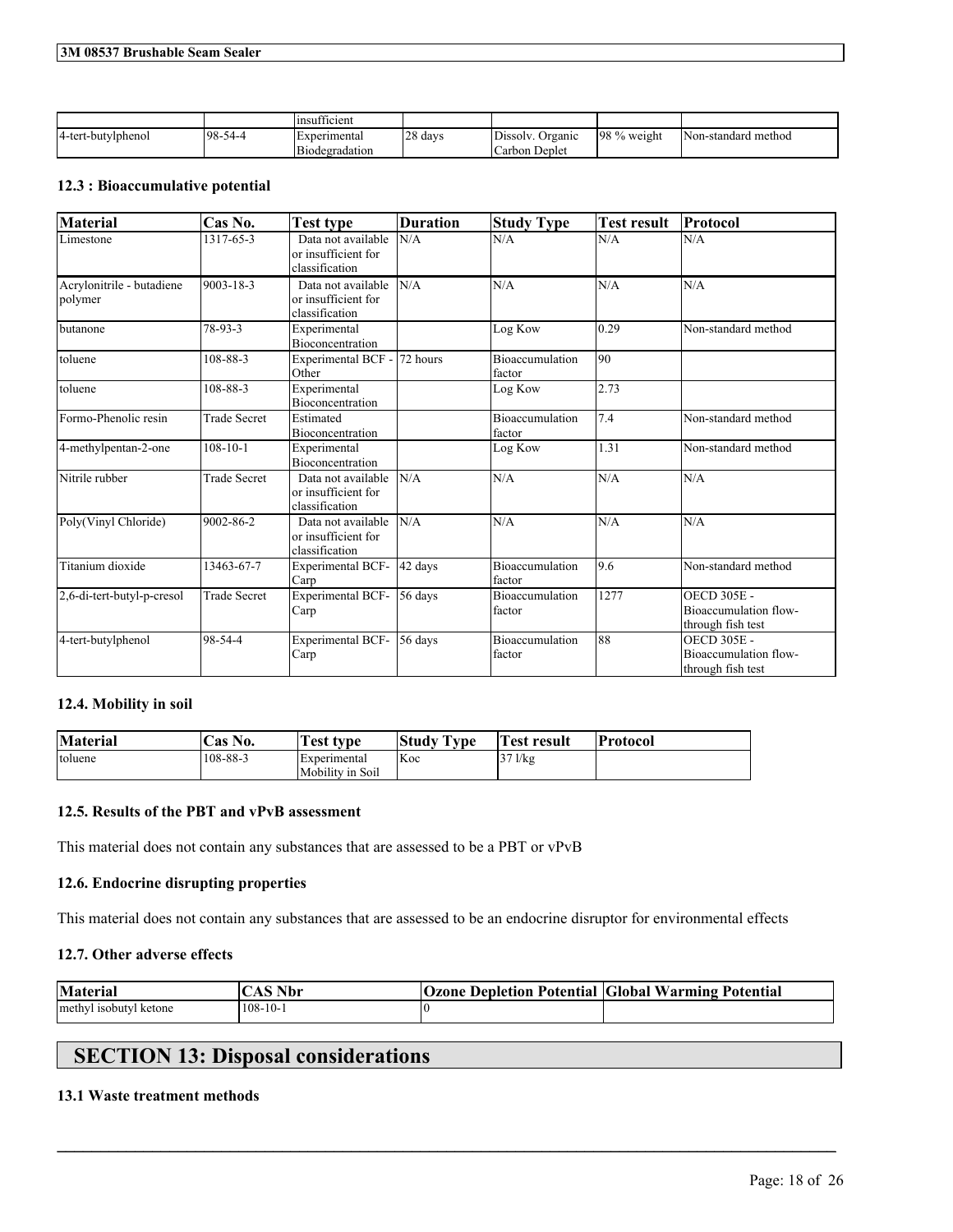|  |  | insufficient |  |  |  |  |
|---|---|---|---|---|---|---|
| 4-tert-butylphenol | 98-54-4 | Experimental Biodegradation | 28 days | Dissolv. Organic Carbon Deplet | 98 % weight | Non-standard method |

### 12.3 : Bioaccumulative potential

| Material | Cas No. | Test type | Duration | Study Type | Test result | Protocol |
|---|---|---|---|---|---|---|
| Limestone | 1317-65-3 | Data not available or insufficient for classification | N/A | N/A | N/A | N/A |
| Acrylonitrile - butadiene polymer | 9003-18-3 | Data not available or insufficient for classification | N/A | N/A | N/A | N/A |
| butanone | 78-93-3 | Experimental Bioconcentration |  | Log Kow | 0.29 | Non-standard method |
| toluene | 108-88-3 | Experimental BCF - Other | 72 hours | Bioaccumulation factor | 90 |  |
| toluene | 108-88-3 | Experimental Bioconcentration |  | Log Kow | 2.73 |  |
| Formo-Phenolic resin | Trade Secret | Estimated Bioconcentration |  | Bioaccumulation factor | 7.4 | Non-standard method |
| 4-methylpentan-2-one | 108-10-1 | Experimental Bioconcentration |  | Log Kow | 1.31 | Non-standard method |
| Nitrile rubber | Trade Secret | Data not available or insufficient for classification | N/A | N/A | N/A | N/A |
| Poly(Vinyl Chloride) | 9002-86-2 | Data not available or insufficient for classification | N/A | N/A | N/A | N/A |
| Titanium dioxide | 13463-67-7 | Experimental BCF-Carp | 42 days | Bioaccumulation factor | 9.6 | Non-standard method |
| 2,6-di-tert-butyl-p-cresol | Trade Secret | Experimental BCF-Carp | 56 days | Bioaccumulation factor | 1277 | OECD 305E - Bioaccumulation flow-through fish test |
| 4-tert-butylphenol | 98-54-4 | Experimental BCF-Carp | 56 days | Bioaccumulation factor | 88 | OECD 305E - Bioaccumulation flow-through fish test |

### 12.4. Mobility in soil

| Material | Cas No. | Test type | Study Type | Test result | Protocol |
|---|---|---|---|---|---|
| toluene | 108-88-3 | Experimental Mobility in Soil | Koc | 37 l/kg |  |

### 12.5. Results of the PBT and vPvB assessment

This material does not contain any substances that are assessed to be a PBT or vPvB

### 12.6. Endocrine disrupting properties

This material does not contain any substances that are assessed to be an endocrine disruptor for environmental effects

### 12.7. Other adverse effects

| Material | CAS Nbr | Ozone Depletion Potential | Global Warming Potential |
|---|---|---|---|
| methyl isobutyl ketone | 108-10-1 | 0 |  |

## SECTION 13: Disposal considerations

### 13.1 Waste treatment methods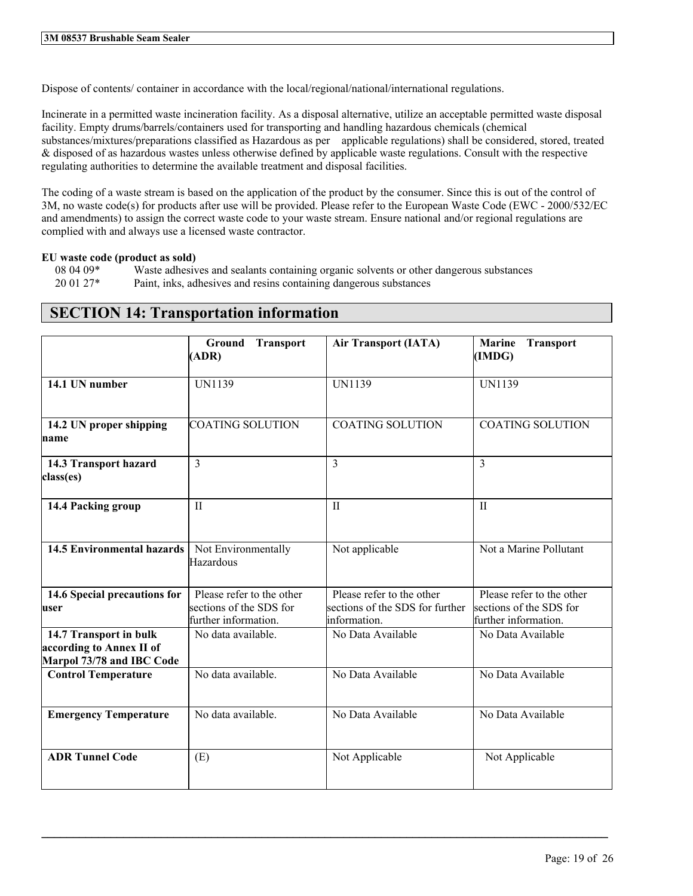Dispose of contents/ container in accordance with the local/regional/national/international regulations.

Incinerate in a permitted waste incineration facility. As a disposal alternative, utilize an acceptable permitted waste disposal facility. Empty drums/barrels/containers used for transporting and handling hazardous chemicals (chemical substances/mixtures/preparations classified as Hazardous as per applicable regulations) shall be considered, stored, treated & disposed of as hazardous wastes unless otherwise defined by applicable waste regulations. Consult with the respective regulating authorities to determine the available treatment and disposal facilities.

The coding of a waste stream is based on the application of the product by the consumer. Since this is out of the control of 3M, no waste code(s) for products after use will be provided. Please refer to the European Waste Code (EWC - 2000/532/EC and amendments) to assign the correct waste code to your waste stream. Ensure national and/or regional regulations are complied with and always use a licensed waste contractor.

**EU waste code (product as sold)**

08 04 09* Waste adhesives and sealants containing organic solvents or other dangerous substances
20 01 27* Paint, inks, adhesives and resins containing dangerous substances

## SECTION 14: Transportation information

| | **Ground Transport (ADR)** | **Air Transport (IATA)** | **Marine Transport (IMDG)** |
|---|---|---|---|
| **14.1 UN number** | UN1139 | UN1139 | UN1139 |
| **14.2 UN proper shipping name** | COATING SOLUTION | COATING SOLUTION | COATING SOLUTION |
| **14.3 Transport hazard class(es)** | 3 | 3 | 3 |
| **14.4 Packing group** | II | II | II |
| **14.5 Environmental hazards** | Not Environmentally Hazardous | Not applicable | Not a Marine Pollutant |
| **14.6 Special precautions for user** | Please refer to the other sections of the SDS for further information. | Please refer to the other sections of the SDS for further information. | Please refer to the other sections of the SDS for further information. |
| **14.7 Transport in bulk according to Annex II of Marpol 73/78 and IBC Code** | No data available. | No Data Available | No Data Available |
| **Control Temperature** | No data available. | No Data Available | No Data Available |
| **Emergency Temperature** | No data available. | No Data Available | No Data Available |
| **ADR Tunnel Code** | (E) | Not Applicable | Not Applicable |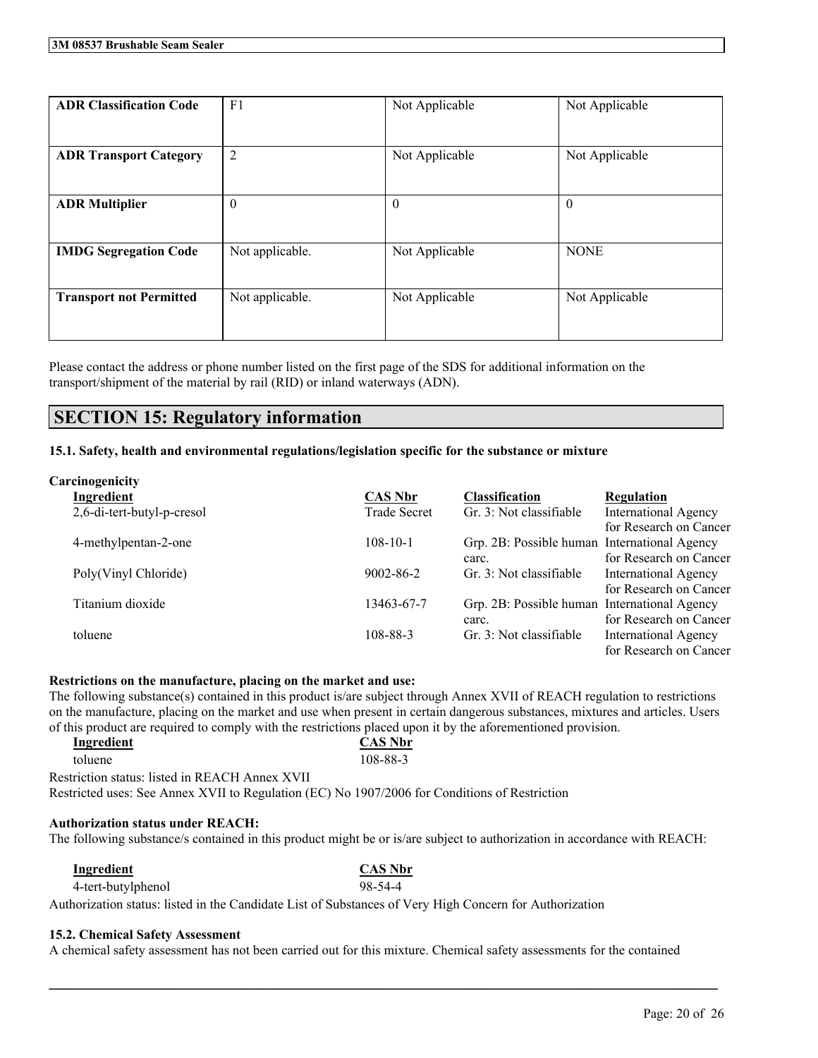| ADR Classification Code | F1 | Not Applicable | Not Applicable |
|---|---|---|---|
| ADR Transport Category | 2 | Not Applicable | Not Applicable |
| ADR Multiplier | 0 | 0 | 0 |
| IMDG Segregation Code | Not applicable. | Not Applicable | NONE |
| Transport not Permitted | Not applicable. | Not Applicable | Not Applicable |

Please contact the address or phone number listed on the first page of the SDS for additional information on the transport/shipment of the material by rail (RID) or inland waterways (ADN).

## SECTION 15: Regulatory information

### 15.1. Safety, health and environmental regulations/legislation specific for the substance or mixture

**Carcinogenicity**

| Ingredient | CAS Nbr | Classification | Regulation |
|---|---|---|---|
| 2,6-di-tert-butyl-p-cresol | Trade Secret | Gr. 3: Not classifiable | International Agency for Research on Cancer |
| 4-methylpentan-2-one | 108-10-1 | Grp. 2B: Possible human carc. | International Agency for Research on Cancer |
| Poly(Vinyl Chloride) | 9002-86-2 | Gr. 3: Not classifiable | International Agency for Research on Cancer |
| Titanium dioxide | 13463-67-7 | Grp. 2B: Possible human carc. | International Agency for Research on Cancer |
| toluene | 108-88-3 | Gr. 3: Not classifiable | International Agency for Research on Cancer |

**Restrictions on the manufacture, placing on the market and use:**

The following substance(s) contained in this product is/are subject through Annex XVII of REACH regulation to restrictions on the manufacture, placing on the market and use when present in certain dangerous substances, mixtures and articles. Users of this product are required to comply with the restrictions placed upon it by the aforementioned provision.

| Ingredient | CAS Nbr |
|---|---|
| toluene | 108-88-3 |

Restriction status: listed in REACH Annex XVII

Restricted uses: See Annex XVII to Regulation (EC) No 1907/2006 for Conditions of Restriction

**Authorization status under REACH:**

The following substance/s contained in this product might be or is/are subject to authorization in accordance with REACH:

| Ingredient | CAS Nbr |
|---|---|
| 4-tert-butylphenol | 98-54-4 |

Authorization status: listed in the Candidate List of Substances of Very High Concern for Authorization

### 15.2. Chemical Safety Assessment

A chemical safety assessment has not been carried out for this mixture. Chemical safety assessments for the contained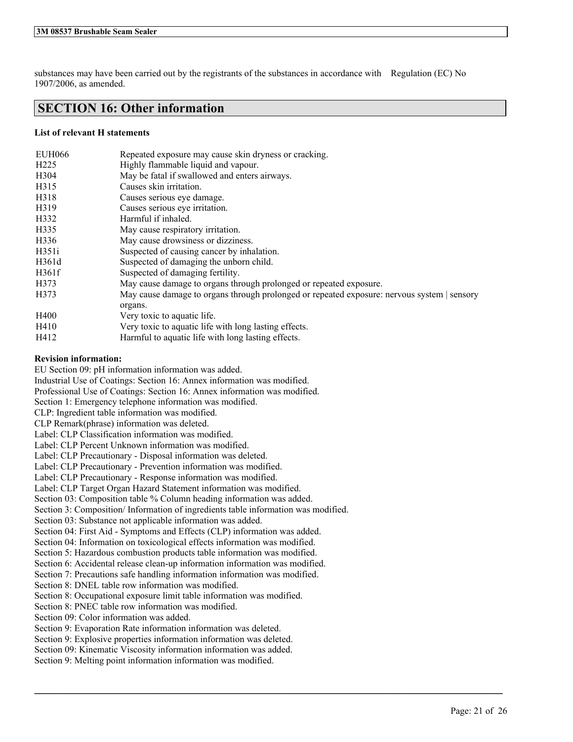substances may have been carried out by the registrants of the substances in accordance with Regulation (EC) No 1907/2006, as amended.

## SECTION 16: Other information

**List of relevant H statements**

| | |
|---|---|
| EUH066 | Repeated exposure may cause skin dryness or cracking. |
| H225 | Highly flammable liquid and vapour. |
| H304 | May be fatal if swallowed and enters airways. |
| H315 | Causes skin irritation. |
| H318 | Causes serious eye damage. |
| H319 | Causes serious eye irritation. |
| H332 | Harmful if inhaled. |
| H335 | May cause respiratory irritation. |
| H336 | May cause drowsiness or dizziness. |
| H351i | Suspected of causing cancer by inhalation. |
| H361d | Suspected of damaging the unborn child. |
| H361f | Suspected of damaging fertility. |
| H373 | May cause damage to organs through prolonged or repeated exposure. |
| H373 | May cause damage to organs through prolonged or repeated exposure: nervous system \| sensory organs. |
| H400 | Very toxic to aquatic life. |
| H410 | Very toxic to aquatic life with long lasting effects. |
| H412 | Harmful to aquatic life with long lasting effects. |

**Revision information:**

EU Section 09: pH information information was added.
Industrial Use of Coatings: Section 16: Annex information was modified.
Professional Use of Coatings: Section 16: Annex information was modified.
Section 1: Emergency telephone information was modified.
CLP: Ingredient table information was modified.
CLP Remark(phrase) information was deleted.
Label: CLP Classification information was modified.
Label: CLP Percent Unknown information was modified.
Label: CLP Precautionary - Disposal information was deleted.
Label: CLP Precautionary - Prevention information was modified.
Label: CLP Precautionary - Response information was modified.
Label: CLP Target Organ Hazard Statement information was modified.
Section 03: Composition table % Column heading information was added.
Section 3: Composition/ Information of ingredients table information was modified.
Section 03: Substance not applicable information was added.
Section 04: First Aid - Symptoms and Effects (CLP) information was added.
Section 04: Information on toxicological effects information was modified.
Section 5: Hazardous combustion products table information was modified.
Section 6: Accidental release clean-up information information was modified.
Section 7: Precautions safe handling information information was modified.
Section 8: DNEL table row information was modified.
Section 8: Occupational exposure limit table information was modified.
Section 8: PNEC table row information was modified.
Section 09: Color information was added.
Section 9: Evaporation Rate information information was deleted.
Section 9: Explosive properties information information was deleted.
Section 09: Kinematic Viscosity information information was added.
Section 9: Melting point information information was modified.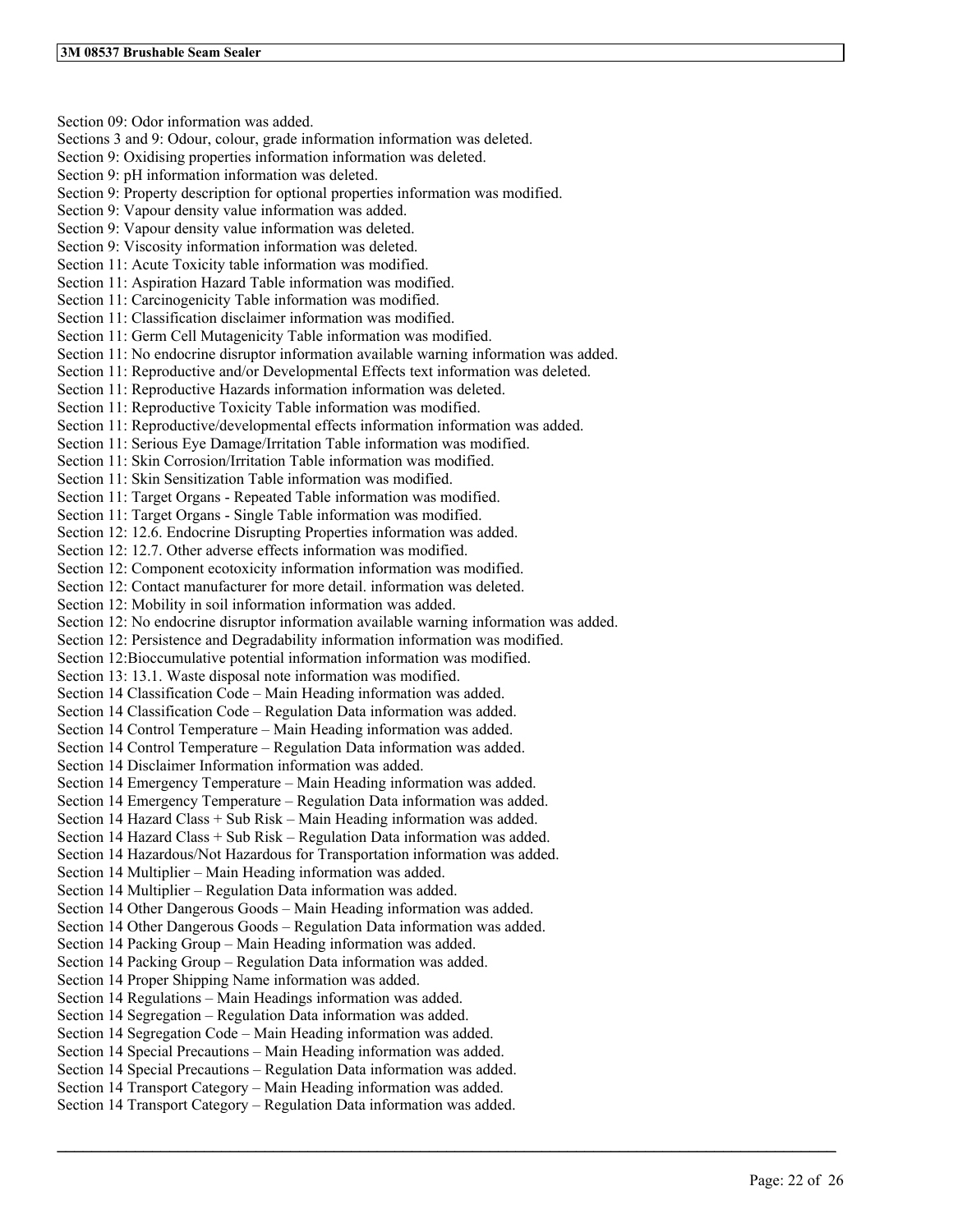Section 09: Odor information was added.
Sections 3 and 9: Odour, colour, grade information information was deleted.
Section 9: Oxidising properties information information was deleted.
Section 9: pH information information was deleted.
Section 9: Property description for optional properties information was modified.
Section 9: Vapour density value information was added.
Section 9: Vapour density value information was deleted.
Section 9: Viscosity information information was deleted.
Section 11: Acute Toxicity table information was modified.
Section 11: Aspiration Hazard Table information was modified.
Section 11: Carcinogenicity Table information was modified.
Section 11: Classification disclaimer information was modified.
Section 11: Germ Cell Mutagenicity Table information was modified.
Section 11: No endocrine disruptor information available warning information was added.
Section 11: Reproductive and/or Developmental Effects text information was deleted.
Section 11: Reproductive Hazards information information was deleted.
Section 11: Reproductive Toxicity Table information was modified.
Section 11: Reproductive/developmental effects information information was added.
Section 11: Serious Eye Damage/Irritation Table information was modified.
Section 11: Skin Corrosion/Irritation Table information was modified.
Section 11: Skin Sensitization Table information was modified.
Section 11: Target Organs - Repeated Table information was modified.
Section 11: Target Organs - Single Table information was modified.
Section 12: 12.6. Endocrine Disrupting Properties information was added.
Section 12: 12.7. Other adverse effects information was modified.
Section 12: Component ecotoxicity information information was modified.
Section 12: Contact manufacturer for more detail. information was deleted.
Section 12: Mobility in soil information information was added.
Section 12: No endocrine disruptor information available warning information was added.
Section 12: Persistence and Degradability information information was modified.
Section 12:Bioccumulative potential information information was modified.
Section 13: 13.1. Waste disposal note information was modified.
Section 14 Classification Code – Main Heading information was added.
Section 14 Classification Code – Regulation Data information was added.
Section 14 Control Temperature – Main Heading information was added.
Section 14 Control Temperature – Regulation Data information was added.
Section 14 Disclaimer Information information was added.
Section 14 Emergency Temperature – Main Heading information was added.
Section 14 Emergency Temperature – Regulation Data information was added.
Section 14 Hazard Class + Sub Risk – Main Heading information was added.
Section 14 Hazard Class + Sub Risk – Regulation Data information was added.
Section 14 Hazardous/Not Hazardous for Transportation information was added.
Section 14 Multiplier – Main Heading information was added.
Section 14 Multiplier – Regulation Data information was added.
Section 14 Other Dangerous Goods – Main Heading information was added.
Section 14 Other Dangerous Goods – Regulation Data information was added.
Section 14 Packing Group – Main Heading information was added.
Section 14 Packing Group – Regulation Data information was added.
Section 14 Proper Shipping Name information was added.
Section 14 Regulations – Main Headings information was added.
Section 14 Segregation – Regulation Data information was added.
Section 14 Segregation Code – Main Heading information was added.
Section 14 Special Precautions – Main Heading information was added.
Section 14 Special Precautions – Regulation Data information was added.
Section 14 Transport Category – Main Heading information was added.
Section 14 Transport Category – Regulation Data information was added.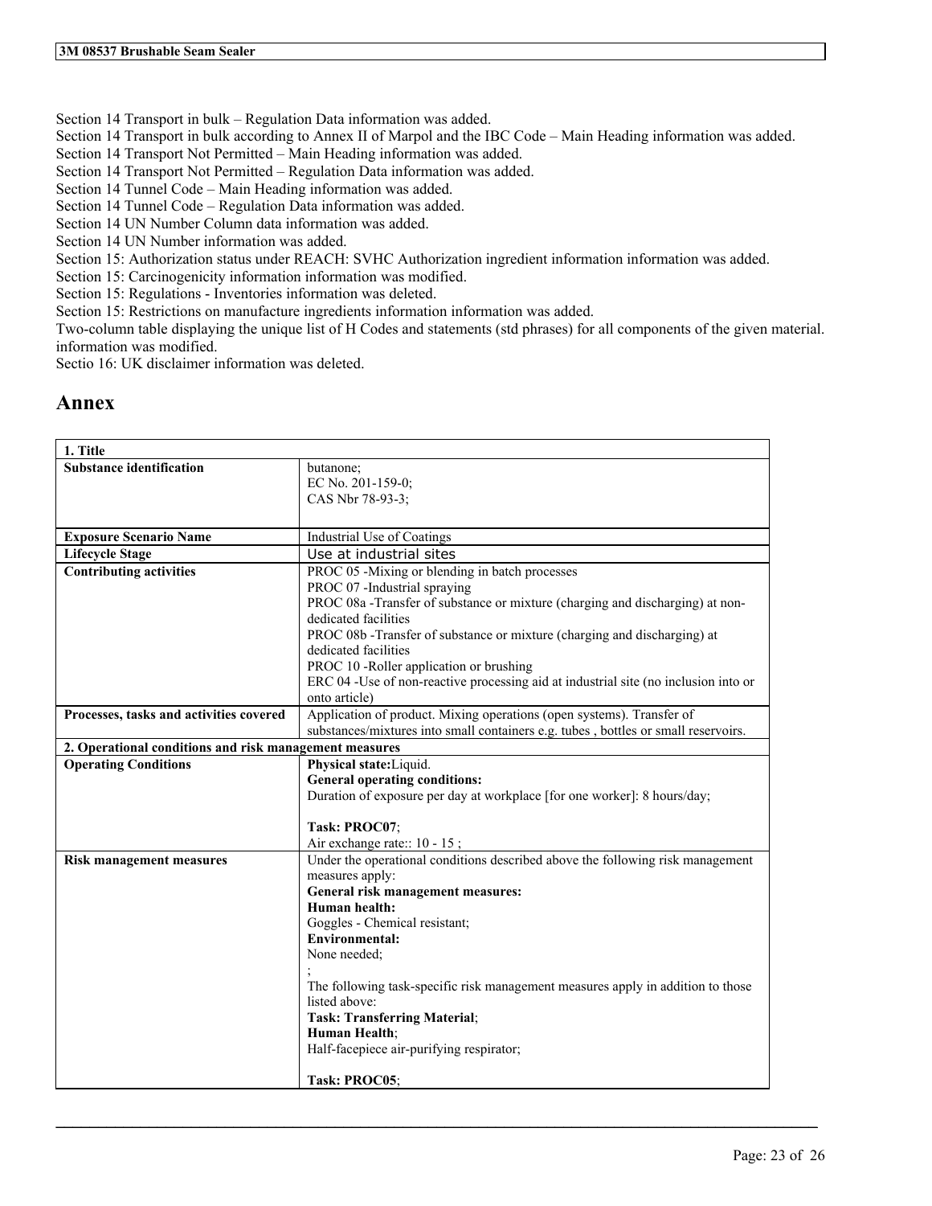Section 14 Transport in bulk – Regulation Data information was added.
Section 14 Transport in bulk according to Annex II of Marpol and the IBC Code – Main Heading information was added.
Section 14 Transport Not Permitted – Main Heading information was added.
Section 14 Transport Not Permitted – Regulation Data information was added.
Section 14 Tunnel Code – Main Heading information was added.
Section 14 Tunnel Code – Regulation Data information was added.
Section 14 UN Number Column data information was added.
Section 14 UN Number information was added.
Section 15: Authorization status under REACH: SVHC Authorization ingredient information information was added.
Section 15: Carcinogenicity information information was modified.
Section 15: Regulations - Inventories information was deleted.
Section 15: Restrictions on manufacture ingredients information information was added.
Two-column table displaying the unique list of H Codes and statements (std phrases) for all components of the given material. information was modified.
Sectio 16: UK disclaimer information was deleted.

# Annex

| **1. Title** | |
|---|---|
| **Substance identification** | butanone;<br>EC No. 201-159-0;<br>CAS Nbr 78-93-3; |
| **Exposure Scenario Name** | Industrial Use of Coatings |
| **Lifecycle Stage** | Use at industrial sites |
| **Contributing activities** | PROC 05 -Mixing or blending in batch processes<br>PROC 07 -Industrial spraying<br>PROC 08a -Transfer of substance or mixture (charging and discharging) at non-dedicated facilities<br>PROC 08b -Transfer of substance or mixture (charging and discharging) at dedicated facilities<br>PROC 10 -Roller application or brushing<br>ERC 04 -Use of non-reactive processing aid at industrial site (no inclusion into or onto article) |
| **Processes, tasks and activities covered** | Application of product. Mixing operations (open systems). Transfer of substances/mixtures into small containers e.g. tubes , bottles or small reservoirs. |
| **2. Operational conditions and risk management measures** | |
| **Operating Conditions** | **Physical state:**Liquid.<br>**General operating conditions:**<br>Duration of exposure per day at workplace [for one worker]: 8 hours/day;<br><br>**Task: PROC07**;<br>Air exchange rate:: 10 - 15 ; |
| **Risk management measures** | Under the operational conditions described above the following risk management measures apply:<br>**General risk management measures:**<br>**Human health:**<br>Goggles - Chemical resistant;<br>**Environmental:**<br>None needed;<br>;<br>The following task-specific risk management measures apply in addition to those listed above:<br>**Task: Transferring Material**;<br>**Human Health**;<br>Half-facepiece air-purifying respirator;<br><br>**Task: PROC05**; |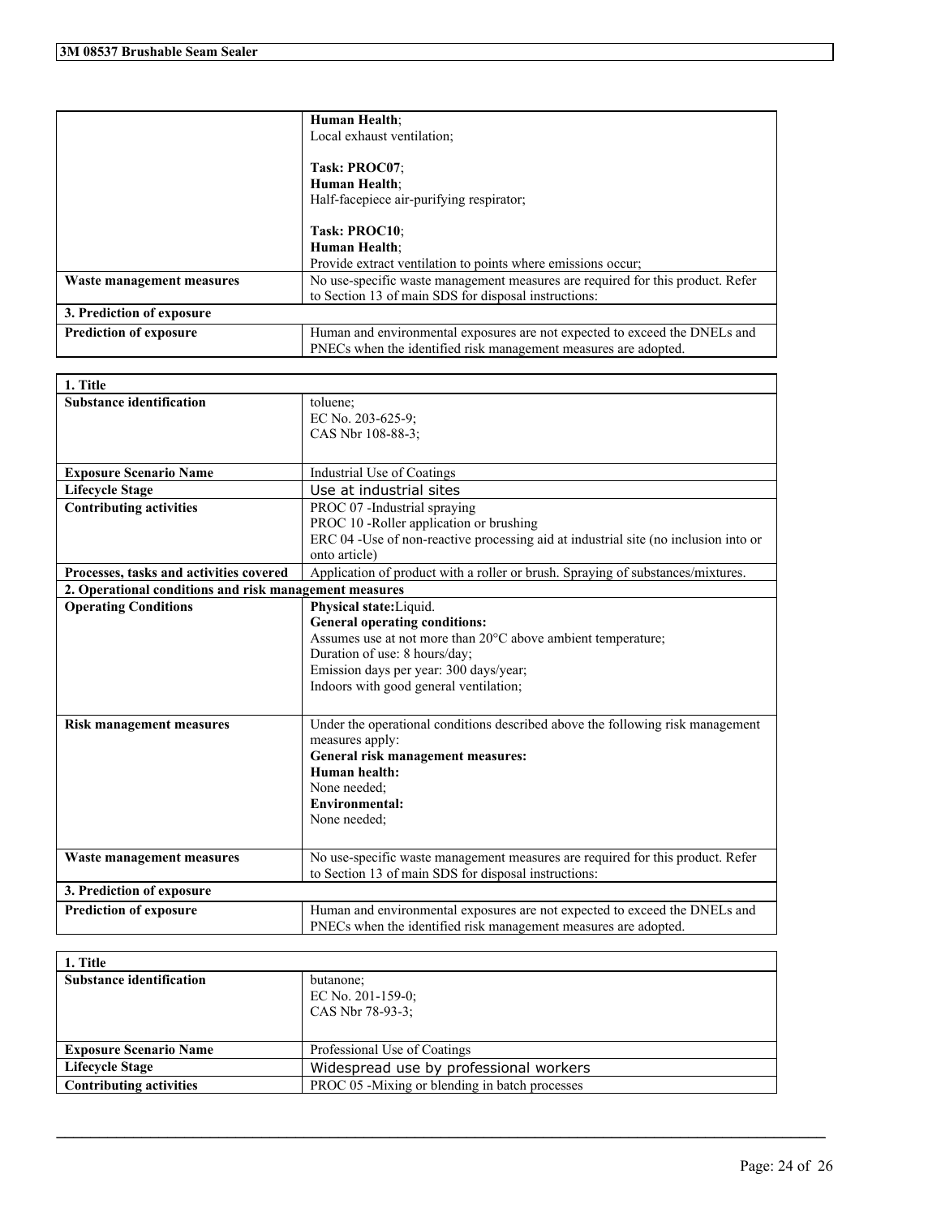| | |
|---|---|
| | **Human Health**;<br>Local exhaust ventilation;<br><br>**Task: PROC07**;<br>**Human Health**;<br>Half-facepiece air-purifying respirator;<br><br>**Task: PROC10**;<br>**Human Health**;<br>Provide extract ventilation to points where emissions occur; |
| **Waste management measures** | No use-specific waste management measures are required for this product. Refer to Section 13 of main SDS for disposal instructions: |
| **3. Prediction of exposure** | |
| **Prediction of exposure** | Human and environmental exposures are not expected to exceed the DNELs and PNECs when the identified risk management measures are adopted. |

| **1. Title** | |
|---|---|
| **Substance identification** | toluene;<br>EC No. 203-625-9;<br>CAS Nbr 108-88-3; |
| **Exposure Scenario Name** | Industrial Use of Coatings |
| **Lifecycle Stage** | Use at industrial sites |
| **Contributing activities** | PROC 07 -Industrial spraying<br>PROC 10 -Roller application or brushing<br>ERC 04 -Use of non-reactive processing aid at industrial site (no inclusion into or onto article) |
| **Processes, tasks and activities covered** | Application of product with a roller or brush. Spraying of substances/mixtures. |
| **2. Operational conditions and risk management measures** | |
| **Operating Conditions** | **Physical state:**Liquid.<br>**General operating conditions:**<br>Assumes use at not more than 20°C above ambient temperature;<br>Duration of use: 8 hours/day;<br>Emission days per year: 300 days/year;<br>Indoors with good general ventilation; |
| **Risk management measures** | Under the operational conditions described above the following risk management measures apply:<br>**General risk management measures:**<br>**Human health:**<br>None needed;<br>**Environmental:**<br>None needed; |
| **Waste management measures** | No use-specific waste management measures are required for this product. Refer to Section 13 of main SDS for disposal instructions: |
| **3. Prediction of exposure** | |
| **Prediction of exposure** | Human and environmental exposures are not expected to exceed the DNELs and PNECs when the identified risk management measures are adopted. |

| **1. Title** | |
|---|---|
| **Substance identification** | butanone;<br>EC No. 201-159-0;<br>CAS Nbr 78-93-3; |
| **Exposure Scenario Name** | Professional Use of Coatings |
| **Lifecycle Stage** | Widespread use by professional workers |
| **Contributing activities** | PROC 05 -Mixing or blending in batch processes |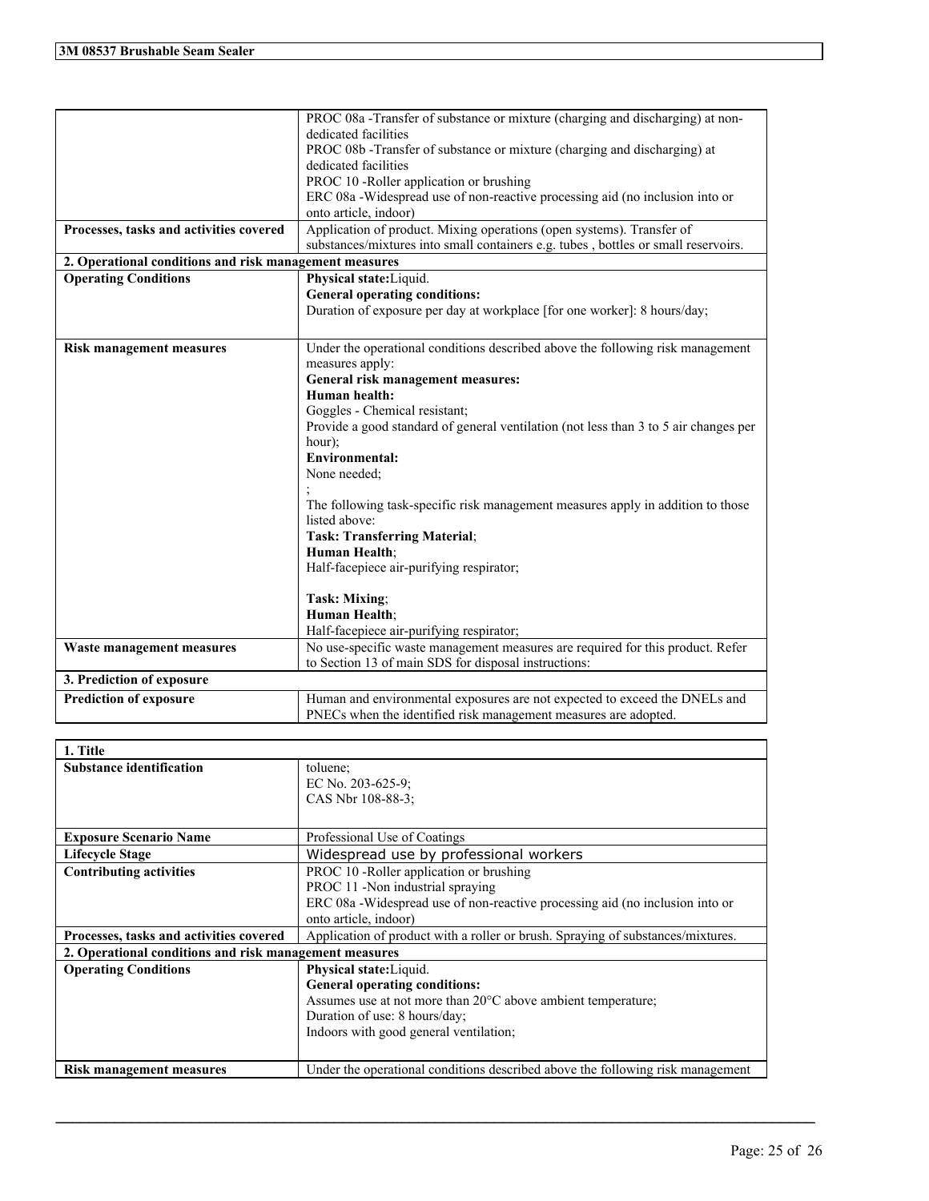| | |
|---|---|
| | PROC 08a -Transfer of substance or mixture (charging and discharging) at non-dedicated facilities<br>PROC 08b -Transfer of substance or mixture (charging and discharging) at dedicated facilities<br>PROC 10 -Roller application or brushing<br>ERC 08a -Widespread use of non-reactive processing aid (no inclusion into or onto article, indoor) |
| **Processes, tasks and activities covered** | Application of product. Mixing operations (open systems). Transfer of substances/mixtures into small containers e.g. tubes , bottles or small reservoirs. |
| **2. Operational conditions and risk management measures** | |
| **Operating Conditions** | **Physical state:**Liquid.<br>**General operating conditions:**<br>Duration of exposure per day at workplace [for one worker]: 8 hours/day; |
| **Risk management measures** | Under the operational conditions described above the following risk management measures apply:<br>**General risk management measures:**<br>**Human health:**<br>Goggles - Chemical resistant;<br>Provide a good standard of general ventilation (not less than 3 to 5 air changes per hour);<br>**Environmental:**<br>None needed;<br>;<br>The following task-specific risk management measures apply in addition to those listed above:<br>**Task: Transferring Material**;<br>**Human Health**;<br>Half-facepiece air-purifying respirator;<br><br>**Task: Mixing**;<br>**Human Health**;<br>Half-facepiece air-purifying respirator; |
| **Waste management measures** | No use-specific waste management measures are required for this product. Refer to Section 13 of main SDS for disposal instructions: |
| **3. Prediction of exposure** | |
| **Prediction of exposure** | Human and environmental exposures are not expected to exceed the DNELs and PNECs when the identified risk management measures are adopted. |

| **1. Title** | |
|---|---|
| **Substance identification** | toluene;<br>EC No. 203-625-9;<br>CAS Nbr 108-88-3; |
| **Exposure Scenario Name** | Professional Use of Coatings |
| **Lifecycle Stage** | Widespread use by professional workers |
| **Contributing activities** | PROC 10 -Roller application or brushing<br>PROC 11 -Non industrial spraying<br>ERC 08a -Widespread use of non-reactive processing aid (no inclusion into or onto article, indoor) |
| **Processes, tasks and activities covered** | Application of product with a roller or brush. Spraying of substances/mixtures. |
| **2. Operational conditions and risk management measures** | |
| **Operating Conditions** | **Physical state:**Liquid.<br>**General operating conditions:**<br>Assumes use at not more than 20°C above ambient temperature;<br>Duration of use: 8 hours/day;<br>Indoors with good general ventilation; |
| **Risk management measures** | Under the operational conditions described above the following risk management |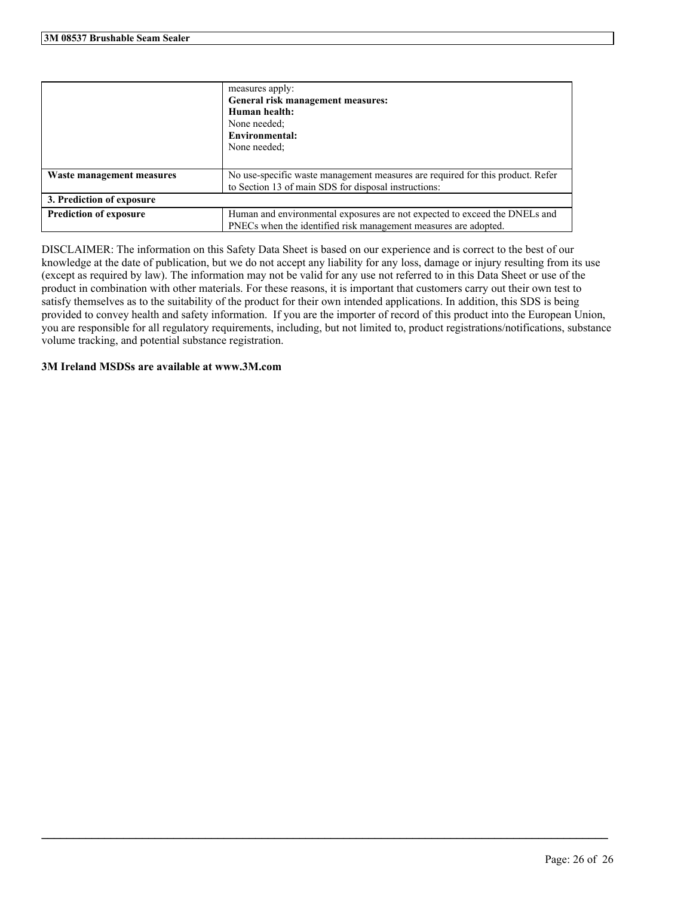| | |
|---|---|
| | measures apply:<br>**General risk management measures:**<br>**Human health:**<br>None needed;<br>**Environmental:**<br>None needed; |
| **Waste management measures** | No use-specific waste management measures are required for this product. Refer to Section 13 of main SDS for disposal instructions: |
| **3. Prediction of exposure** | |
| **Prediction of exposure** | Human and environmental exposures are not expected to exceed the DNELs and PNECs when the identified risk management measures are adopted. |

DISCLAIMER: The information on this Safety Data Sheet is based on our experience and is correct to the best of our knowledge at the date of publication, but we do not accept any liability for any loss, damage or injury resulting from its use (except as required by law). The information may not be valid for any use not referred to in this Data Sheet or use of the product in combination with other materials. For these reasons, it is important that customers carry out their own test to satisfy themselves as to the suitability of the product for their own intended applications. In addition, this SDS is being provided to convey health and safety information. If you are the importer of record of this product into the European Union, you are responsible for all regulatory requirements, including, but not limited to, product registrations/notifications, substance volume tracking, and potential substance registration.

**3M Ireland MSDSs are available at www.3M.com**